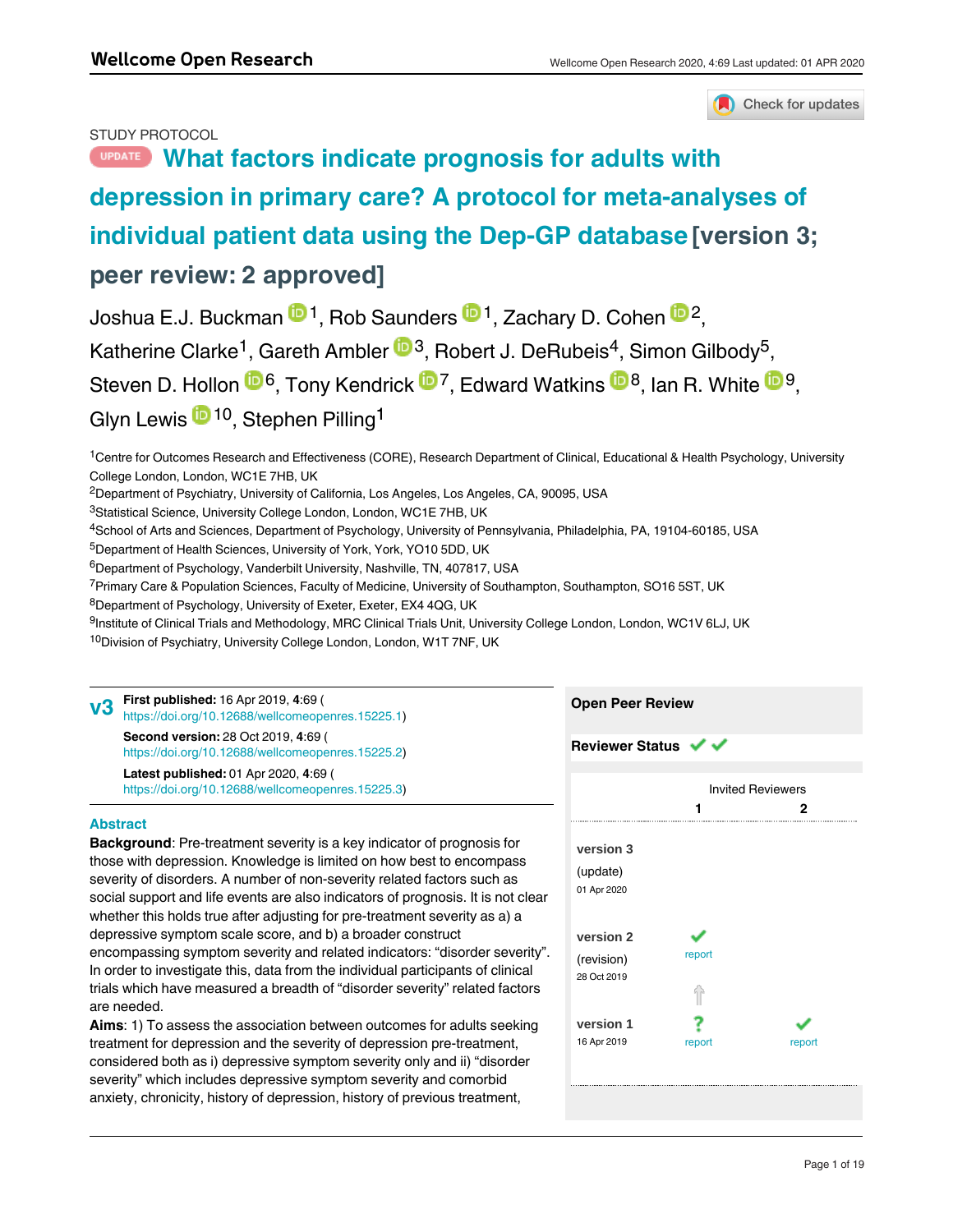STUDY PROTOCOL

# UPDATE What factors indicate prognosis for adults with depression in primary care? A protocol for meta-analyses of individual patient data using the Dep-GP database [version 3; peer review: 2 approved]

Joshua E.J. Buckman[1], Rob Saunders[1], Zachary D. Cohen[2], Katherine Clarke[1], Gareth Ambler[3], Robert J. DeRubeis[4], Simon Gilbody[5], Steven D. Hollon[6], Tony Kendrick[7], Edward Watkins[8], Ian R. White[9], Glyn Lewis[10], Stephen Pilling[1]

[1]Centre for Outcomes Research and Effectiveness (CORE), Research Department of Clinical, Educational & Health Psychology, University College London, London, WC1E 7HB, UK
[2]Department of Psychiatry, University of California, Los Angeles, Los Angeles, CA, 90095, USA
[3]Statistical Science, University College London, London, WC1E 7HB, UK
[4]School of Arts and Sciences, Department of Psychology, University of Pennsylvania, Philadelphia, PA, 19104-60185, USA
[5]Department of Health Sciences, University of York, York, YO10 5DD, UK
[6]Department of Psychology, Vanderbilt University, Nashville, TN, 407817, USA
[7]Primary Care & Population Sciences, Faculty of Medicine, University of Southampton, Southampton, SO16 5ST, UK
[8]Department of Psychology, University of Exeter, Exeter, EX4 4QG, UK
[9]Institute of Clinical Trials and Methodology, MRC Clinical Trials Unit, University College London, London, WC1V 6LJ, UK
[10]Division of Psychiatry, University College London, London, W1T 7NF, UK

**v3** **First published:** 16 Apr 2019, **4**:69 (https://doi.org/10.12688/wellcomeopenres.15225.1)
**Second version:** 28 Oct 2019, **4**:69 (https://doi.org/10.12688/wellcomeopenres.15225.2)
**Latest published:** 01 Apr 2020, **4**:69 (https://doi.org/10.12688/wellcomeopenres.15225.3)

## Abstract

**Background**: Pre-treatment severity is a key indicator of prognosis for those with depression. Knowledge is limited on how best to encompass severity of disorders. A number of non-severity related factors such as social support and life events are also indicators of prognosis. It is not clear whether this holds true after adjusting for pre-treatment severity as a) a depressive symptom scale score, and b) a broader construct encompassing symptom severity and related indicators: "disorder severity". In order to investigate this, data from the individual participants of clinical trials which have measured a breadth of "disorder severity" related factors are needed.

**Aims**: 1) To assess the association between outcomes for adults seeking treatment for depression and the severity of depression pre-treatment, considered both as i) depressive symptom severity only and ii) "disorder severity" which includes depressive symptom severity and comorbid anxiety, chronicity, history of depression, history of previous treatment,

## Open Peer Review

**Reviewer Status** ✔ ✔

| | Invited Reviewers 1 | 2 |
|---|---|---|
| **version 3** (update) 01 Apr 2020 | | |
| **version 2** (revision) 28 Oct 2019 | ✔ report | |
| **version 1** 16 Apr 2019 | ? report | ✔ report |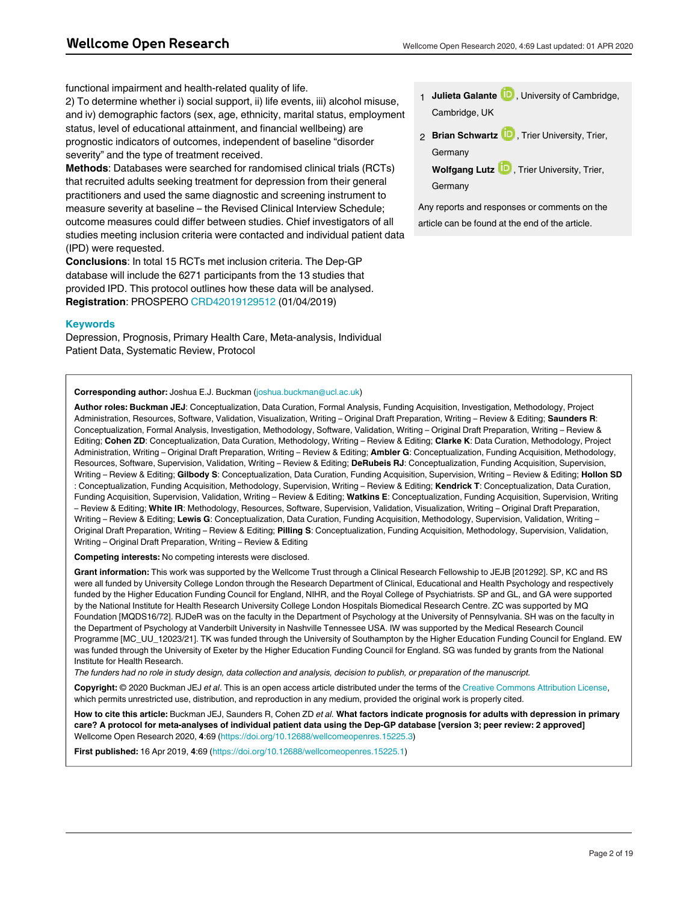functional impairment and health-related quality of life.

2) To determine whether i) social support, ii) life events, iii) alcohol misuse, and iv) demographic factors (sex, age, ethnicity, marital status, employment status, level of educational attainment, and financial wellbeing) are prognostic indicators of outcomes, independent of baseline "disorder severity" and the type of treatment received.

**Methods**: Databases were searched for randomised clinical trials (RCTs) that recruited adults seeking treatment for depression from their general practitioners and used the same diagnostic and screening instrument to measure severity at baseline – the Revised Clinical Interview Schedule; outcome measures could differ between studies. Chief investigators of all studies meeting inclusion criteria were contacted and individual patient data (IPD) were requested.

**Conclusions**: In total 15 RCTs met inclusion criteria. The Dep-GP database will include the 6271 participants from the 13 studies that provided IPD. This protocol outlines how these data will be analysed.

**Registration**: PROSPERO CRD42019129512 (01/04/2019)

1 **Julieta Galante**, University of Cambridge, Cambridge, UK

2 **Brian Schwartz**, Trier University, Trier, Germany

**Wolfgang Lutz**, Trier University, Trier, Germany

Any reports and responses or comments on the article can be found at the end of the article.

### Keywords

Depression, Prognosis, Primary Health Care, Meta-analysis, Individual Patient Data, Systematic Review, Protocol

**Corresponding author:** Joshua E.J. Buckman (joshua.buckman@ucl.ac.uk)

**Author roles: Buckman JEJ**: Conceptualization, Data Curation, Formal Analysis, Funding Acquisition, Investigation, Methodology, Project Administration, Resources, Software, Validation, Visualization, Writing – Original Draft Preparation, Writing – Review & Editing; **Saunders R**: Conceptualization, Formal Analysis, Investigation, Methodology, Software, Validation, Writing – Original Draft Preparation, Writing – Review & Editing; **Cohen ZD**: Conceptualization, Data Curation, Methodology, Writing – Review & Editing; **Clarke K**: Data Curation, Methodology, Project Administration, Writing – Original Draft Preparation, Writing – Review & Editing; **Ambler G**: Conceptualization, Funding Acquisition, Methodology, Resources, Software, Supervision, Validation, Writing – Review & Editing; **DeRubeis RJ**: Conceptualization, Funding Acquisition, Supervision, Writing – Review & Editing; **Gilbody S**: Conceptualization, Data Curation, Funding Acquisition, Supervision, Writing – Review & Editing; **Hollon SD**: Conceptualization, Funding Acquisition, Methodology, Supervision, Writing – Review & Editing; **Kendrick T**: Conceptualization, Data Curation, Funding Acquisition, Supervision, Validation, Writing – Review & Editing; **Watkins E**: Conceptualization, Funding Acquisition, Supervision, Writing – Review & Editing; **White IR**: Methodology, Resources, Software, Supervision, Validation, Visualization, Writing – Original Draft Preparation, Writing – Review & Editing; **Lewis G**: Conceptualization, Data Curation, Funding Acquisition, Methodology, Supervision, Validation, Writing – Original Draft Preparation, Writing – Review & Editing; **Pilling S**: Conceptualization, Funding Acquisition, Methodology, Supervision, Validation, Writing – Original Draft Preparation, Writing – Review & Editing

**Competing interests:** No competing interests were disclosed.

**Grant information:** This work was supported by the Wellcome Trust through a Clinical Research Fellowship to JEJB [201292]. SP, KC and RS were all funded by University College London through the Research Department of Clinical, Educational and Health Psychology and respectively funded by the Higher Education Funding Council for England, NIHR, and the Royal College of Psychiatrists. SP and GL, and GA were supported by the National Institute for Health Research University College London Hospitals Biomedical Research Centre. ZC was supported by MQ Foundation [MQDS16/72]. RJDeR was on the faculty in the Department of Psychology at the University of Pennsylvania. SH was on the faculty in the Department of Psychology at Vanderbilt University in Nashville Tennessee USA. IW was supported by the Medical Research Council Programme [MC_UU_12023/21]. TK was funded through the University of Southampton by the Higher Education Funding Council for England. EW was funded through the University of Exeter by the Higher Education Funding Council for England. SG was funded by grants from the National Institute for Health Research.

*The funders had no role in study design, data collection and analysis, decision to publish, or preparation of the manuscript.*

**Copyright:** © 2020 Buckman JEJ *et al*. This is an open access article distributed under the terms of the Creative Commons Attribution License, which permits unrestricted use, distribution, and reproduction in any medium, provided the original work is properly cited.

**How to cite this article:** Buckman JEJ, Saunders R, Cohen ZD *et al.* **What factors indicate prognosis for adults with depression in primary care? A protocol for meta-analyses of individual patient data using the Dep-GP database [version 3; peer review: 2 approved]** Wellcome Open Research 2020, **4**:69 (https://doi.org/10.12688/wellcomeopenres.15225.3)

**First published:** 16 Apr 2019, **4**:69 (https://doi.org/10.12688/wellcomeopenres.15225.1)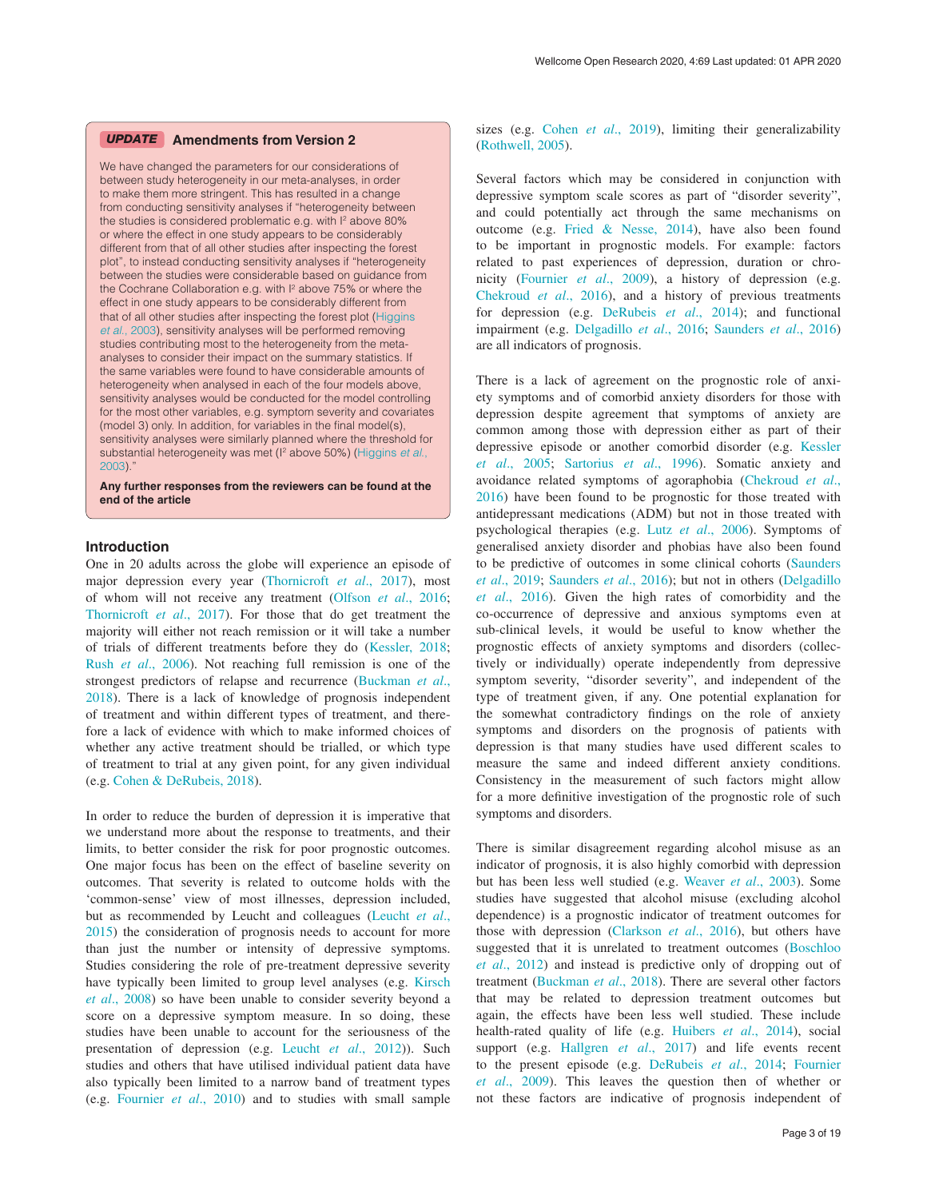**UPDATE** **Amendments from Version 2**

We have changed the parameters for our considerations of between study heterogeneity in our meta-analyses, in order to make them more stringent. This has resulted in a change from conducting sensitivity analyses if "heterogeneity between the studies is considered problematic e.g. with $I^2$ above 80% or where the effect in one study appears to be considerably different from that of all other studies after inspecting the forest plot", to instead conducting sensitivity analyses if "heterogeneity between the studies were considerable based on guidance from the Cochrane Collaboration e.g. with $I^2$ above 75% or where the effect in one study appears to be considerably different from that of all other studies after inspecting the forest plot (Higgins *et al.*, 2003), sensitivity analyses will be performed removing studies contributing most to the heterogeneity from the meta-analyses to consider their impact on the summary statistics. If the same variables were found to have considerable amounts of heterogeneity when analysed in each of the four models above, sensitivity analyses would be conducted for the model controlling for the most other variables, e.g. symptom severity and covariates (model 3) only. In addition, for variables in the final model(s), sensitivity analyses were similarly planned where the threshold for substantial heterogeneity was met ($I^2$ above 50%) (Higgins *et al.*, 2003)."

**Any further responses from the reviewers can be found at the end of the article**

## Introduction

One in 20 adults across the globe will experience an episode of major depression every year (Thornicroft *et al.*, 2017), most of whom will not receive any treatment (Olfson *et al.*, 2016; Thornicroft *et al.*, 2017). For those that do get treatment the majority will either not reach remission or it will take a number of trials of different treatments before they do (Kessler, 2018; Rush *et al.*, 2006). Not reaching full remission is one of the strongest predictors of relapse and recurrence (Buckman *et al.*, 2018). There is a lack of knowledge of prognosis independent of treatment and within different types of treatment, and therefore a lack of evidence with which to make informed choices of whether any active treatment should be trialled, or which type of treatment to trial at any given point, for any given individual (e.g. Cohen & DeRubeis, 2018).

In order to reduce the burden of depression it is imperative that we understand more about the response to treatments, and their limits, to better consider the risk for poor prognostic outcomes. One major focus has been on the effect of baseline severity on outcomes. That severity is related to outcome holds with the 'common-sense' view of most illnesses, depression included, but as recommended by Leucht and colleagues (Leucht *et al.*, 2015) the consideration of prognosis needs to account for more than just the number or intensity of depressive symptoms. Studies considering the role of pre-treatment depressive severity have typically been limited to group level analyses (e.g. Kirsch *et al.*, 2008) so have been unable to consider severity beyond a score on a depressive symptom measure. In so doing, these studies have been unable to account for the seriousness of the presentation of depression (e.g. Leucht *et al.*, 2012)). Such studies and others that have utilised individual patient data have also typically been limited to a narrow band of treatment types (e.g. Fournier *et al.*, 2010) and to studies with small sample sizes (e.g. Cohen *et al.*, 2019), limiting their generalizability (Rothwell, 2005).

Several factors which may be considered in conjunction with depressive symptom scale scores as part of "disorder severity", and could potentially act through the same mechanisms on outcome (e.g. Fried & Nesse, 2014), have also been found to be important in prognostic models. For example: factors related to past experiences of depression, duration or chronicity (Fournier *et al.*, 2009), a history of depression (e.g. Chekroud *et al.*, 2016), and a history of previous treatments for depression (e.g. DeRubeis *et al.*, 2014); and functional impairment (e.g. Delgadillo *et al.*, 2016; Saunders *et al.*, 2016) are all indicators of prognosis.

There is a lack of agreement on the prognostic role of anxiety symptoms and of comorbid anxiety disorders for those with depression despite agreement that symptoms of anxiety are common among those with depression either as part of their depressive episode or another comorbid disorder (e.g. Kessler *et al.*, 2005; Sartorius *et al.*, 1996). Somatic anxiety and avoidance related symptoms of agoraphobia (Chekroud *et al.*, 2016) have been found to be prognostic for those treated with antidepressant medications (ADM) but not in those treated with psychological therapies (e.g. Lutz *et al.*, 2006). Symptoms of generalised anxiety disorder and phobias have also been found to be predictive of outcomes in some clinical cohorts (Saunders *et al.*, 2019; Saunders *et al.*, 2016); but not in others (Delgadillo *et al.*, 2016). Given the high rates of comorbidity and the co-occurrence of depressive and anxious symptoms even at sub-clinical levels, it would be useful to know whether the prognostic effects of anxiety symptoms and disorders (collectively or individually) operate independently from depressive symptom severity, "disorder severity", and independent of the type of treatment given, if any. One potential explanation for the somewhat contradictory findings on the role of anxiety symptoms and disorders on the prognosis of patients with depression is that many studies have used different scales to measure the same and indeed different anxiety conditions. Consistency in the measurement of such factors might allow for a more definitive investigation of the prognostic role of such symptoms and disorders.

There is similar disagreement regarding alcohol misuse as an indicator of prognosis, it is also highly comorbid with depression but has been less well studied (e.g. Weaver *et al.*, 2003). Some studies have suggested that alcohol misuse (excluding alcohol dependence) is a prognostic indicator of treatment outcomes for those with depression (Clarkson *et al.*, 2016), but others have suggested that it is unrelated to treatment outcomes (Boschloo *et al.*, 2012) and instead is predictive only of dropping out of treatment (Buckman *et al.*, 2018). There are several other factors that may be related to depression treatment outcomes but again, the effects have been less well studied. These include health-rated quality of life (e.g. Huibers *et al.*, 2014), social support (e.g. Hallgren *et al.*, 2017) and life events recent to the present episode (e.g. DeRubeis *et al.*, 2014; Fournier *et al.*, 2009). This leaves the question then of whether or not these factors are indicative of prognosis independent of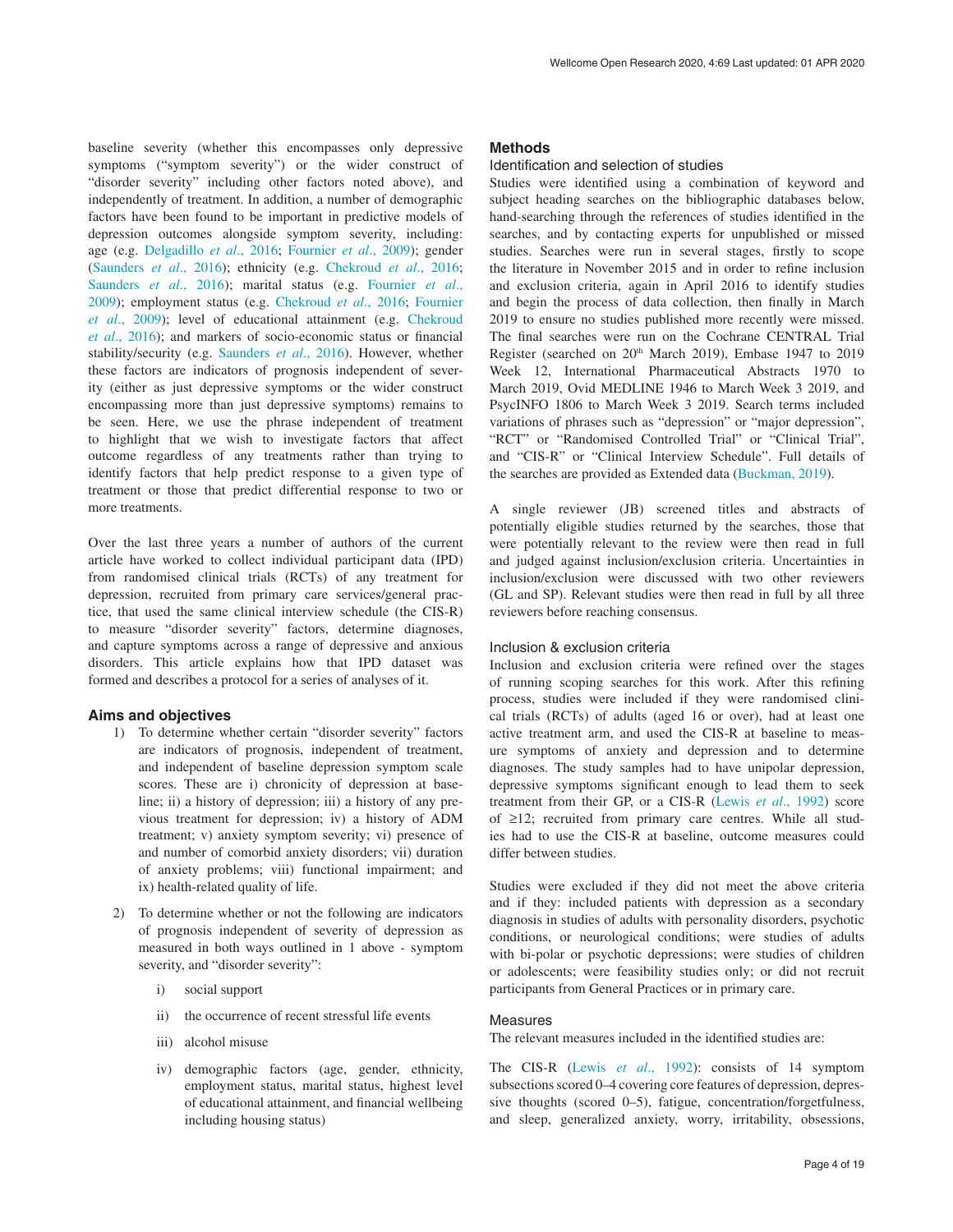baseline severity (whether this encompasses only depressive symptoms ("symptom severity") or the wider construct of "disorder severity" including other factors noted above), and independently of treatment. In addition, a number of demographic factors have been found to be important in predictive models of depression outcomes alongside symptom severity, including: age (e.g. Delgadillo *et al.*, 2016; Fournier *et al.*, 2009); gender (Saunders *et al.*, 2016); ethnicity (e.g. Chekroud *et al.*, 2016; Saunders *et al.*, 2016); marital status (e.g. Fournier *et al.*, 2009); employment status (e.g. Chekroud *et al.*, 2016; Fournier *et al.*, 2009); level of educational attainment (e.g. Chekroud *et al.*, 2016); and markers of socio-economic status or financial stability/security (e.g. Saunders *et al.*, 2016). However, whether these factors are indicators of prognosis independent of severity (either as just depressive symptoms or the wider construct encompassing more than just depressive symptoms) remains to be seen. Here, we use the phrase independent of treatment to highlight that we wish to investigate factors that affect outcome regardless of any treatments rather than trying to identify factors that help predict response to a given type of treatment or those that predict differential response to two or more treatments.

Over the last three years a number of authors of the current article have worked to collect individual participant data (IPD) from randomised clinical trials (RCTs) of any treatment for depression, recruited from primary care services/general practice, that used the same clinical interview schedule (the CIS-R) to measure "disorder severity" factors, determine diagnoses, and capture symptoms across a range of depressive and anxious disorders. This article explains how that IPD dataset was formed and describes a protocol for a series of analyses of it.

## Aims and objectives

1) To determine whether certain "disorder severity" factors are indicators of prognosis, independent of treatment, and independent of baseline depression symptom scale scores. These are i) chronicity of depression at baseline; ii) a history of depression; iii) a history of any previous treatment for depression; iv) a history of ADM treatment; v) anxiety symptom severity; vi) presence of and number of comorbid anxiety disorders; vii) duration of anxiety problems; viii) functional impairment; and ix) health-related quality of life.

2) To determine whether or not the following are indicators of prognosis independent of severity of depression as measured in both ways outlined in 1 above - symptom severity, and "disorder severity":

   i) social support

   ii) the occurrence of recent stressful life events

   iii) alcohol misuse

   iv) demographic factors (age, gender, ethnicity, employment status, marital status, highest level of educational attainment, and financial wellbeing including housing status)

## Methods

### Identification and selection of studies

Studies were identified using a combination of keyword and subject heading searches on the bibliographic databases below, hand-searching through the references of studies identified in the searches, and by contacting experts for unpublished or missed studies. Searches were run in several stages, firstly to scope the literature in November 2015 and in order to refine inclusion and exclusion criteria, again in April 2016 to identify studies and begin the process of data collection, then finally in March 2019 to ensure no studies published more recently were missed. The final searches were run on the Cochrane CENTRAL Trial Register (searched on 20th March 2019), Embase 1947 to 2019 Week 12, International Pharmaceutical Abstracts 1970 to March 2019, Ovid MEDLINE 1946 to March Week 3 2019, and PsycINFO 1806 to March Week 3 2019. Search terms included variations of phrases such as "depression" or "major depression", "RCT" or "Randomised Controlled Trial" or "Clinical Trial", and "CIS-R" or "Clinical Interview Schedule". Full details of the searches are provided as Extended data (Buckman, 2019).

A single reviewer (JB) screened titles and abstracts of potentially eligible studies returned by the searches, those that were potentially relevant to the review were then read in full and judged against inclusion/exclusion criteria. Uncertainties in inclusion/exclusion were discussed with two other reviewers (GL and SP). Relevant studies were then read in full by all three reviewers before reaching consensus.

### Inclusion & exclusion criteria

Inclusion and exclusion criteria were refined over the stages of running scoping searches for this work. After this refining process, studies were included if they were randomised clinical trials (RCTs) of adults (aged 16 or over), had at least one active treatment arm, and used the CIS-R at baseline to measure symptoms of anxiety and depression and to determine diagnoses. The study samples had to have unipolar depression, depressive symptoms significant enough to lead them to seek treatment from their GP, or a CIS-R (Lewis *et al.*, 1992) score of ≥12; recruited from primary care centres. While all studies had to use the CIS-R at baseline, outcome measures could differ between studies.

Studies were excluded if they did not meet the above criteria and if they: included patients with depression as a secondary diagnosis in studies of adults with personality disorders, psychotic conditions, or neurological conditions; were studies of adults with bi-polar or psychotic depressions; were studies of children or adolescents; were feasibility studies only; or did not recruit participants from General Practices or in primary care.

### Measures

The relevant measures included in the identified studies are:

The CIS-R (Lewis *et al.*, 1992): consists of 14 symptom subsections scored 0–4 covering core features of depression, depressive thoughts (scored 0–5), fatigue, concentration/forgetfulness, and sleep, generalized anxiety, worry, irritability, obsessions,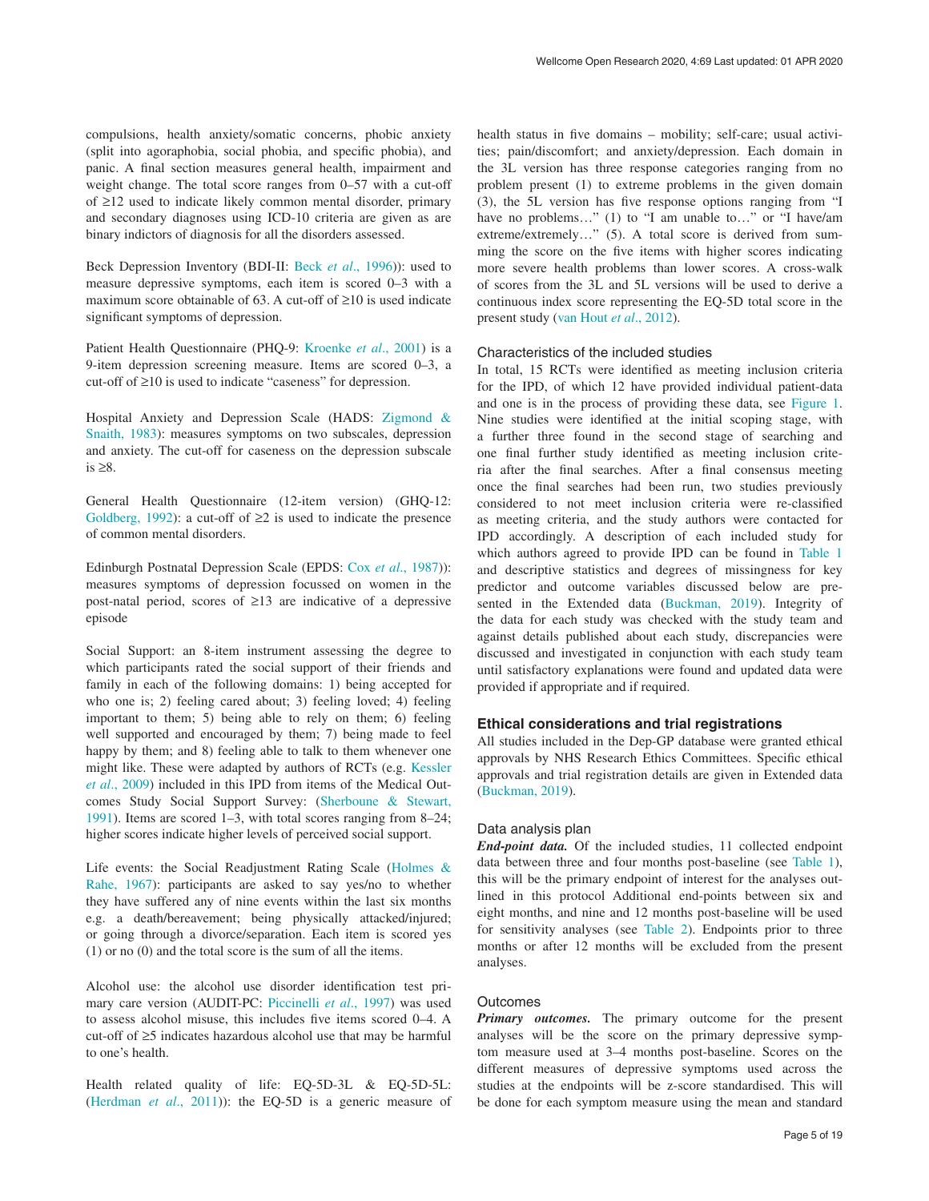compulsions, health anxiety/somatic concerns, phobic anxiety (split into agoraphobia, social phobia, and specific phobia), and panic. A final section measures general health, impairment and weight change. The total score ranges from 0–57 with a cut-off of ≥12 used to indicate likely common mental disorder, primary and secondary diagnoses using ICD-10 criteria are given as are binary indictors of diagnosis for all the disorders assessed.

Beck Depression Inventory (BDI-II: Beck *et al*., 1996)): used to measure depressive symptoms, each item is scored 0–3 with a maximum score obtainable of 63. A cut-off of ≥10 is used indicate significant symptoms of depression.

Patient Health Questionnaire (PHQ-9: Kroenke *et al*., 2001) is a 9-item depression screening measure. Items are scored 0–3, a cut-off of ≥10 is used to indicate "caseness" for depression.

Hospital Anxiety and Depression Scale (HADS: Zigmond & Snaith, 1983): measures symptoms on two subscales, depression and anxiety. The cut-off for caseness on the depression subscale is ≥8.

General Health Questionnaire (12-item version) (GHQ-12: Goldberg, 1992): a cut-off of ≥2 is used to indicate the presence of common mental disorders.

Edinburgh Postnatal Depression Scale (EPDS: Cox *et al*., 1987)): measures symptoms of depression focussed on women in the post-natal period, scores of ≥13 are indicative of a depressive episode

Social Support: an 8-item instrument assessing the degree to which participants rated the social support of their friends and family in each of the following domains: 1) being accepted for who one is; 2) feeling cared about; 3) feeling loved; 4) feeling important to them; 5) being able to rely on them; 6) feeling well supported and encouraged by them; 7) being made to feel happy by them; and 8) feeling able to talk to them whenever one might like. These were adapted by authors of RCTs (e.g. Kessler *et al*., 2009) included in this IPD from items of the Medical Outcomes Study Social Support Survey: (Sherboune & Stewart, 1991). Items are scored 1–3, with total scores ranging from 8–24; higher scores indicate higher levels of perceived social support.

Life events: the Social Readjustment Rating Scale (Holmes & Rahe, 1967): participants are asked to say yes/no to whether they have suffered any of nine events within the last six months e.g. a death/bereavement; being physically attacked/injured; or going through a divorce/separation. Each item is scored yes (1) or no (0) and the total score is the sum of all the items.

Alcohol use: the alcohol use disorder identification test primary care version (AUDIT-PC: Piccinelli *et al*., 1997) was used to assess alcohol misuse, this includes five items scored 0–4. A cut-off of ≥5 indicates hazardous alcohol use that may be harmful to one's health.

Health related quality of life: EQ-5D-3L & EQ-5D-5L: (Herdman *et al*., 2011)): the EQ-5D is a generic measure of health status in five domains – mobility; self-care; usual activities; pain/discomfort; and anxiety/depression. Each domain in the 3L version has three response categories ranging from no problem present (1) to extreme problems in the given domain (3), the 5L version has five response options ranging from "I have no problems…" (1) to "I am unable to…" or "I have/am extreme/extremely…" (5). A total score is derived from summing the score on the five items with higher scores indicating more severe health problems than lower scores. A cross-walk of scores from the 3L and 5L versions will be used to derive a continuous index score representing the EQ-5D total score in the present study (van Hout *et al*., 2012).

### Characteristics of the included studies

In total, 15 RCTs were identified as meeting inclusion criteria for the IPD, of which 12 have provided individual patient-data and one is in the process of providing these data, see Figure 1. Nine studies were identified at the initial scoping stage, with a further three found in the second stage of searching and one final further study identified as meeting inclusion criteria after the final searches. After a final consensus meeting once the final searches had been run, two studies previously considered to not meet inclusion criteria were re-classified as meeting criteria, and the study authors were contacted for IPD accordingly. A description of each included study for which authors agreed to provide IPD can be found in Table 1 and descriptive statistics and degrees of missingness for key predictor and outcome variables discussed below are presented in the Extended data (Buckman, 2019). Integrity of the data for each study was checked with the study team and against details published about each study, discrepancies were discussed and investigated in conjunction with each study team until satisfactory explanations were found and updated data were provided if appropriate and if required.

## Ethical considerations and trial registrations

All studies included in the Dep-GP database were granted ethical approvals by NHS Research Ethics Committees. Specific ethical approvals and trial registration details are given in Extended data (Buckman, 2019).

### Data analysis plan

***End-point data.*** Of the included studies, 11 collected endpoint data between three and four months post-baseline (see Table 1), this will be the primary endpoint of interest for the analyses outlined in this protocol Additional end-points between six and eight months, and nine and 12 months post-baseline will be used for sensitivity analyses (see Table 2). Endpoints prior to three months or after 12 months will be excluded from the present analyses.

### Outcomes

***Primary outcomes.*** The primary outcome for the present analyses will be the score on the primary depressive symptom measure used at 3–4 months post-baseline. Scores on the different measures of depressive symptoms used across the studies at the endpoints will be z-score standardised. This will be done for each symptom measure using the mean and standard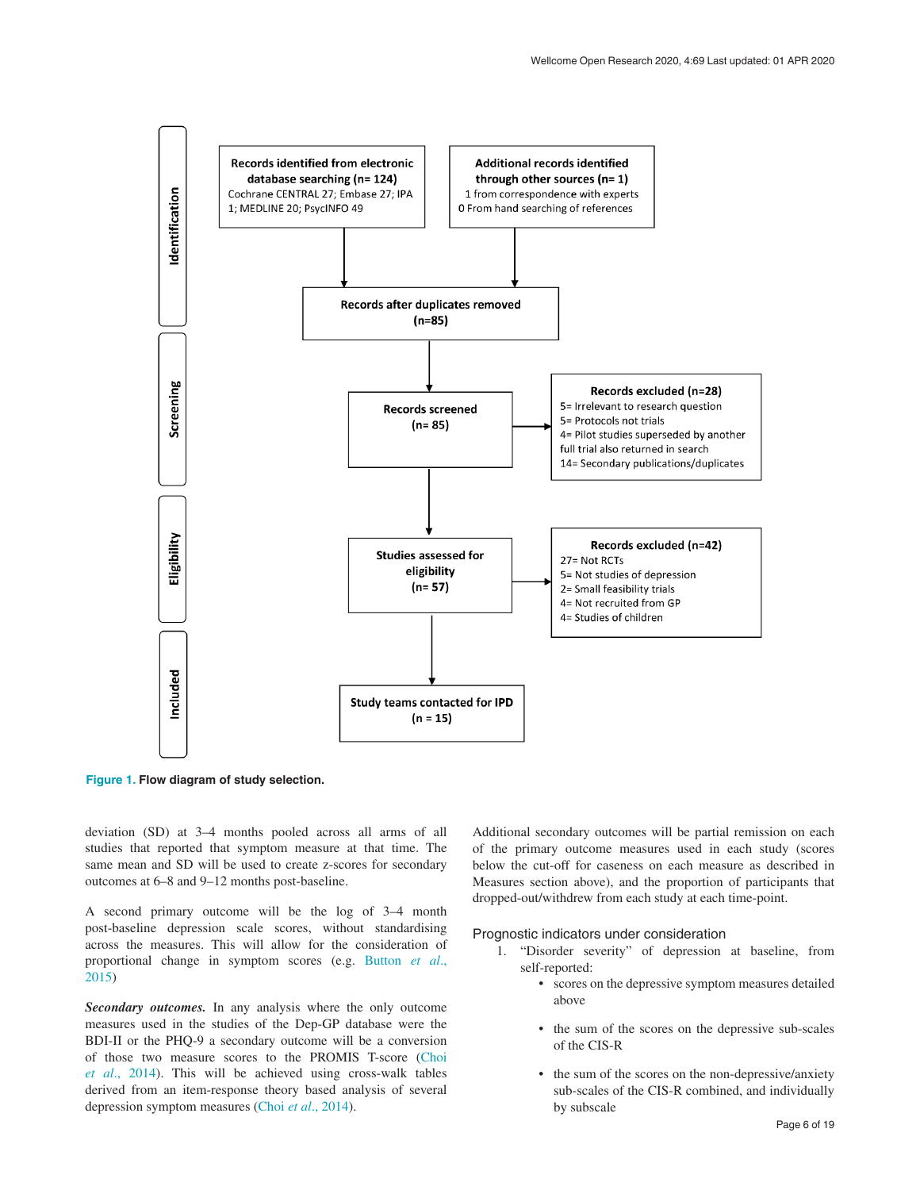Records identified from electronic database searching (n= 124)
Cochrane CENTRAL 27; Embase 27; IPA 1; MEDLINE 20; PsycINFO 49

Additional records identified through other sources (n= 1)
1 from correspondence with experts
0 From hand searching of references

Records after duplicates removed (n=85)

Records screened (n= 85)

Records excluded (n=28)
5= Irrelevant to research question
5= Protocols not trials
4= Pilot studies superseded by another full trial also returned in search
14= Secondary publications/duplicates

Studies assessed for eligibility (n= 57)

Records excluded (n=42)
27= Not RCTs
5= Not studies of depression
2= Small feasibility trials
4= Not recruited from GP
4= Studies of children

Study teams contacted for IPD (n = 15)

Identification | Screening | Eligibility | Included

**Figure 1. Flow diagram of study selection.**

deviation (SD) at 3–4 months pooled across all arms of all studies that reported that symptom measure at that time. The same mean and SD will be used to create z-scores for secondary outcomes at 6–8 and 9–12 months post-baseline.

A second primary outcome will be the log of 3–4 month post-baseline depression scale scores, without standardising across the measures. This will allow for the consideration of proportional change in symptom scores (e.g. Button *et al.*, 2015)

***Secondary outcomes.*** In any analysis where the only outcome measures used in the studies of the Dep-GP database were the BDI-II or the PHQ-9 a secondary outcome will be a conversion of those two measure scores to the PROMIS T-score (Choi *et al.*, 2014). This will be achieved using cross-walk tables derived from an item-response theory based analysis of several depression symptom measures (Choi *et al.*, 2014).

Additional secondary outcomes will be partial remission on each of the primary outcome measures used in each study (scores below the cut-off for caseness on each measure as described in Measures section above), and the proportion of participants that dropped-out/withdrew from each study at each time-point.

### Prognostic indicators under consideration

1. "Disorder severity" of depression at baseline, from self-reported:
   - scores on the depressive symptom measures detailed above
   - the sum of the scores on the depressive sub-scales of the CIS-R
   - the sum of the scores on the non-depressive/anxiety sub-scales of the CIS-R combined, and individually by subscale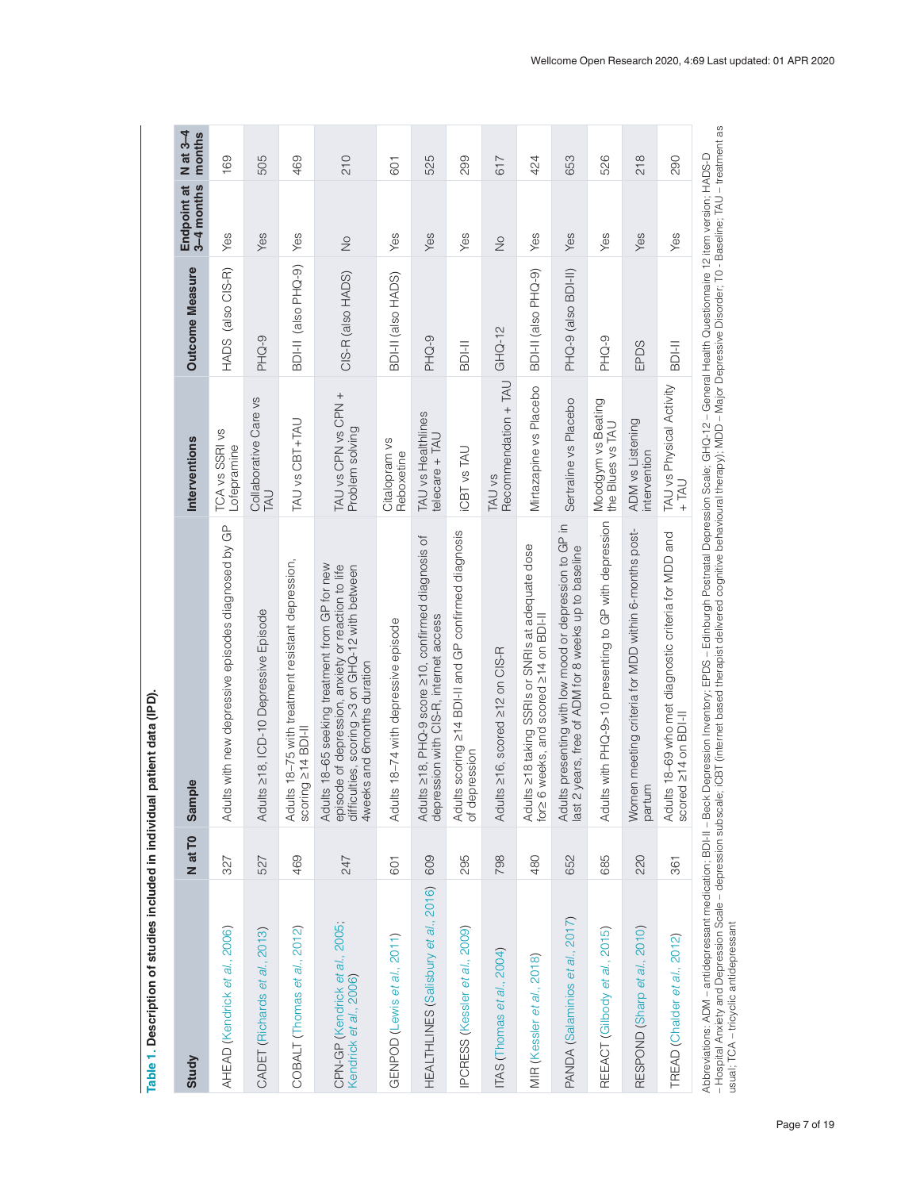**Table 1. Description of studies included in individual patient data (IPD).**

| Study | N at T0 | Sample | Interventions | Outcome Measure | Endpoint at 3–4 months | N at 3–4 months |
|---|---|---|---|---|---|---|
| AHEAD (Kendrick *et al.*, 2006) | 327 | Adults with new depressive episodes diagnosed by GP | TCA vs SSRI vs Lofepramine | HADS (also CIS-R) | Yes | 169 |
| CADET (Richards *et al.*, 2013) | 527 | Adults ≥18, ICD-10 Depressive Episode | Collaborative Care vs TAU | PHQ-9 | Yes | 505 |
| COBALT (Thomas *et al.*, 2012) | 469 | Adults 18–75 with treatment resistant depression, scoring ≥14 BDI-II | TAU vs CBT+TAU | BDI-II (also PHQ-9) | Yes | 469 |
| CPN-GP (Kendrick *et al.*, 2005; Kendrick *et al.*, 2006) | 247 | Adults 18–65 seeking treatment from GP for new episode of depression, anxiety or reaction to life difficulties, scoring >3 on GHQ-12 with between 4weeks and 6months duration | TAU vs CPN vs CPN + Problem solving | CIS-R (also HADS) | No | 210 |
| GENPOD (Lewis *et al.*, 2011) | 601 | Adults 18–74 with depressive episode | Citalopram vs Reboxetine | BDI-II (also HADS) | Yes | 601 |
| HEALTHLINES (Salisbury *et al.*, 2016) | 609 | Adults ≥18, PHQ-9 score ≥10, confirmed diagnosis of depression with CIS-R, internet access | TAU vs Healthlines telecare + TAU | PHQ-9 | Yes | 525 |
| IPCRESS (Kessler *et al.*, 2009) | 295 | Adults scoring ≥14 BDI-II and GP confirmed diagnosis of depression | iCBT vs TAU | BDI-II | Yes | 299 |
| ITAS (Thomas *et al.*, 2004) | 798 | Adults ≥16, scored ≥12 on CIS-R | TAU vs Recommendation + TAU | GHQ-12 | No | 617 |
| MIR (Kessler *et al.*, 2018) | 480 | Adults ≥18 taking SSRIs or SNRIs at adequate dose for≥ 6 weeks, and scored ≥14 on BDI-II | Mirtazapine vs Placebo | BDI-II (also PHQ-9) | Yes | 424 |
| PANDA (Salaminios *et al.*, 2017) | 652 | Adults presenting with low mood or depression to GP in last 2 years, free of ADM for 8 weeks up to baseline | Sertraline vs Placebo | PHQ-9 (also BDI-II) | Yes | 653 |
| REEACT (Gilbody *et al.*, 2015) | 685 | Adults with PHQ-9>10 presenting to GP with depression | Moodgym vs Beating the Blues vs TAU | PHQ-9 | Yes | 526 |
| RESPOND (Sharp *et al.*, 2010) | 220 | Women meeting criteria for MDD within 6-months post-partum | ADM vs Listening intervention | EPDS | Yes | 218 |
| TREAD (Chalder *et al.*, 2012) | 361 | Adults 18–69 who met diagnostic criteria for MDD and scored ≥14 on BDI-II | TAU vs Physical Activity + TAU | BDI-II | Yes | 290 |

Abbreviations: ADM – antidepressant medication; BDI-II – Beck Depression Inventory; EPDS – Edinburgh Postnatal Depression Scale; GHQ-12 – General Health Questionnaire 12 item version; HADS-D – Hospital Anxiety and Depression Scale – depression subscale; iCBT (internet based therapist delivered cognitive behavioural therapy); MDD – Major Depressive Disorder; T0 - Baseline; TAU – treatment as usual; TCA – tricyclic antidepressant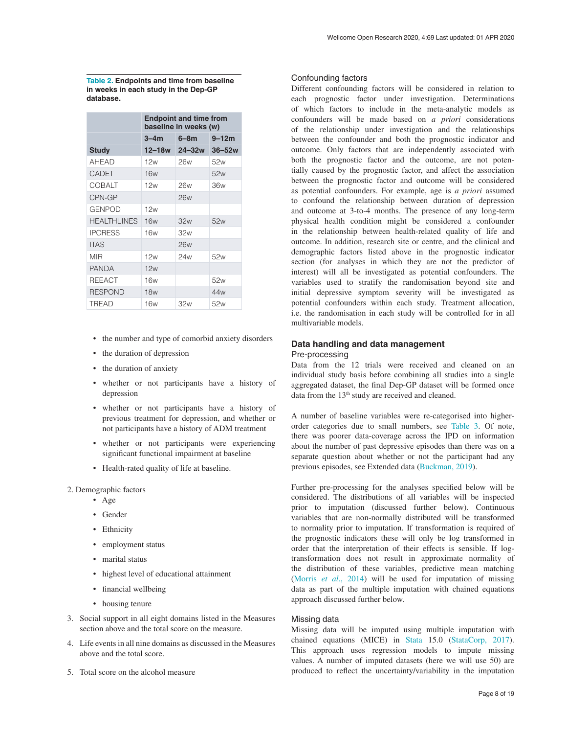**Table 2. Endpoints and time from baseline in weeks in each study in the Dep-GP database.**

| | Endpoint and time from baseline in weeks (w) | | |
|---|---|---|---|
| | 3–4m | 6–8m | 9–12m |
| **Study** | **12–18w** | **24–32w** | **36–52w** |
| AHEAD | 12w | 26w | 52w |
| CADET | 16w | | 52w |
| COBALT | 12w | 26w | 36w |
| CPN-GP | | 26w | |
| GENPOD | 12w | | |
| HEALTHLINES | 16w | 32w | 52w |
| IPCRESS | 16w | 32w | |
| ITAS | | 26w | |
| MIR | 12w | 24w | 52w |
| PANDA | 12w | | |
| REEACT | 16w | | 52w |
| RESPOND | 18w | | 44w |
| TREAD | 16w | 32w | 52w |

- the number and type of comorbid anxiety disorders
- the duration of depression
- the duration of anxiety
- whether or not participants have a history of depression
- whether or not participants have a history of previous treatment for depression, and whether or not participants have a history of ADM treatment
- whether or not participants were experiencing significant functional impairment at baseline
- Health-rated quality of life at baseline.

2. Demographic factors
   - Age
   - Gender
   - Ethnicity
   - employment status
   - marital status
   - highest level of educational attainment
   - financial wellbeing
   - housing tenure
3. Social support in all eight domains listed in the Measures section above and the total score on the measure.
4. Life events in all nine domains as discussed in the Measures above and the total score.
5. Total score on the alcohol measure

### Confounding factors

Different confounding factors will be considered in relation to each prognostic factor under investigation. Determinations of which factors to include in the meta-analytic models as confounders will be made based on *a priori* considerations of the relationship under investigation and the relationships between the confounder and both the prognostic indicator and outcome. Only factors that are independently associated with both the prognostic factor and the outcome, are not potentially caused by the prognostic factor, and affect the association between the prognostic factor and outcome will be considered as potential confounders. For example, age is *a priori* assumed to confound the relationship between duration of depression and outcome at 3-to-4 months. The presence of any long-term physical health condition might be considered a confounder in the relationship between health-related quality of life and outcome. In addition, research site or centre, and the clinical and demographic factors listed above in the prognostic indicator section (for analyses in which they are not the predictor of interest) will all be investigated as potential confounders. The variables used to stratify the randomisation beyond site and initial depressive symptom severity will be investigated as potential confounders within each study. Treatment allocation, i.e. the randomisation in each study will be controlled for in all multivariable models.

## Data handling and data management

### Pre-processing

Data from the 12 trials were received and cleaned on an individual study basis before combining all studies into a single aggregated dataset, the final Dep-GP dataset will be formed once data from the 13th study are received and cleaned.

A number of baseline variables were re-categorised into higher-order categories due to small numbers, see Table 3. Of note, there was poorer data-coverage across the IPD on information about the number of past depressive episodes than there was on a separate question about whether or not the participant had any previous episodes, see Extended data (Buckman, 2019).

Further pre-processing for the analyses specified below will be considered. The distributions of all variables will be inspected prior to imputation (discussed further below). Continuous variables that are non-normally distributed will be transformed to normality prior to imputation. If transformation is required of the prognostic indicators these will only be log transformed in order that the interpretation of their effects is sensible. If log-transformation does not result in approximate normality of the distribution of these variables, predictive mean matching (Morris *et al.*, 2014) will be used for imputation of missing data as part of the multiple imputation with chained equations approach discussed further below.

### Missing data

Missing data will be imputed using multiple imputation with chained equations (MICE) in Stata 15.0 (StataCorp, 2017). This approach uses regression models to impute missing values. A number of imputed datasets (here we will use 50) are produced to reflect the uncertainty/variability in the imputation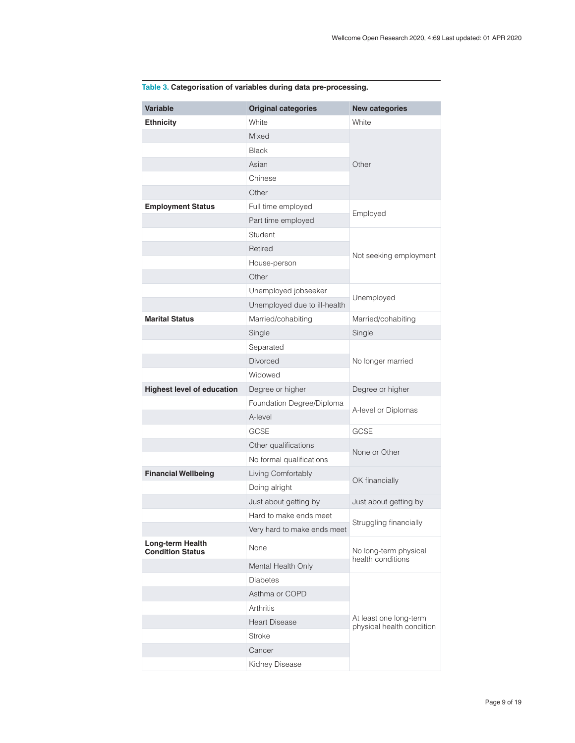**Table 3. Categorisation of variables during data pre-processing.**

| Variable | Original categories | New categories |
|---|---|---|
| **Ethnicity** | White | White |
| | Mixed | Other |
| | Black | |
| | Asian | |
| | Chinese | |
| | Other | |
| **Employment Status** | Full time employed | Employed |
| | Part time employed | |
| | Student | Not seeking employment |
| | Retired | |
| | House-person | |
| | Other | |
| | Unemployed jobseeker | Unemployed |
| | Unemployed due to ill-health | |
| **Marital Status** | Married/cohabiting | Married/cohabiting |
| | Single | Single |
| | Separated | No longer married |
| | Divorced | |
| | Widowed | |
| **Highest level of education** | Degree or higher | Degree or higher |
| | Foundation Degree/Diploma | A-level or Diplomas |
| | A-level | |
| | GCSE | GCSE |
| | Other qualifications | None or Other |
| | No formal qualifications | |
| **Financial Wellbeing** | Living Comfortably | OK financially |
| | Doing alright | |
| | Just about getting by | Just about getting by |
| | Hard to make ends meet | Struggling financially |
| | Very hard to make ends meet | |
| **Long-term Health Condition Status** | None | No long-term physical health conditions |
| | Mental Health Only | |
| | Diabetes | At least one long-term physical health condition |
| | Asthma or COPD | |
| | Arthritis | |
| | Heart Disease | |
| | Stroke | |
| | Cancer | |
| | Kidney Disease | |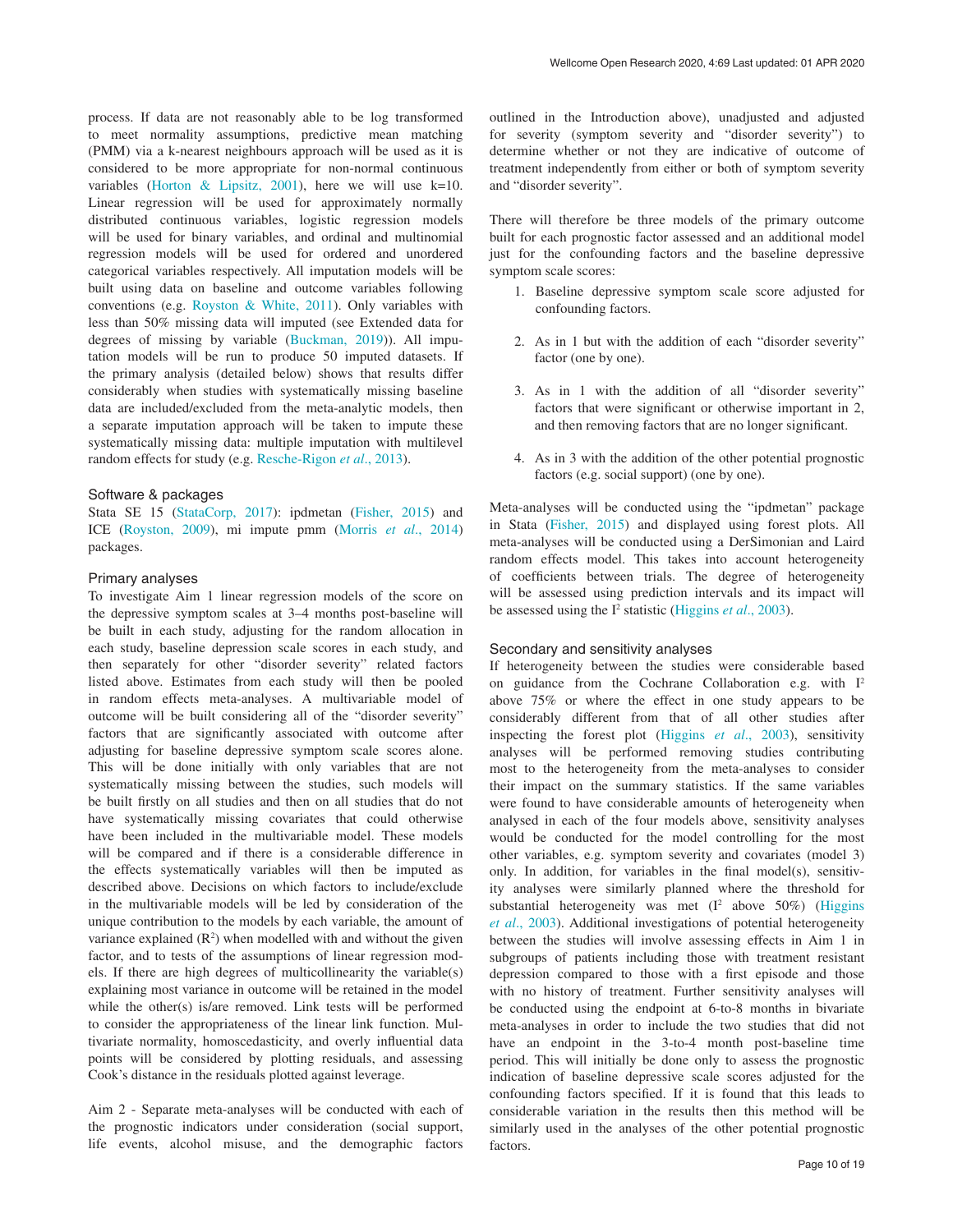process. If data are not reasonably able to be log transformed to meet normality assumptions, predictive mean matching (PMM) via a k-nearest neighbours approach will be used as it is considered to be more appropriate for non-normal continuous variables (Horton & Lipsitz, 2001), here we will use k=10. Linear regression will be used for approximately normally distributed continuous variables, logistic regression models will be used for binary variables, and ordinal and multinomial regression models will be used for ordered and unordered categorical variables respectively. All imputation models will be built using data on baseline and outcome variables following conventions (e.g. Royston & White, 2011). Only variables with less than 50% missing data will imputed (see Extended data for degrees of missing by variable (Buckman, 2019)). All imputation models will be run to produce 50 imputed datasets. If the primary analysis (detailed below) shows that results differ considerably when studies with systematically missing baseline data are included/excluded from the meta-analytic models, then a separate imputation approach will be taken to impute these systematically missing data: multiple imputation with multilevel random effects for study (e.g. Resche-Rigon *et al*., 2013).

### Software & packages

Stata SE 15 (StataCorp, 2017): ipdmetan (Fisher, 2015) and ICE (Royston, 2009), mi impute pmm (Morris *et al*., 2014) packages.

### Primary analyses

To investigate Aim 1 linear regression models of the score on the depressive symptom scales at 3–4 months post-baseline will be built in each study, adjusting for the random allocation in each study, baseline depression scale scores in each study, and then separately for other "disorder severity" related factors listed above. Estimates from each study will then be pooled in random effects meta-analyses. A multivariable model of outcome will be built considering all of the "disorder severity" factors that are significantly associated with outcome after adjusting for baseline depressive symptom scale scores alone. This will be done initially with only variables that are not systematically missing between the studies, such models will be built firstly on all studies and then on all studies that do not have systematically missing covariates that could otherwise have been included in the multivariable model. These models will be compared and if there is a considerable difference in the effects systematically variables will then be imputed as described above. Decisions on which factors to include/exclude in the multivariable models will be led by consideration of the unique contribution to the models by each variable, the amount of variance explained ($R^2$) when modelled with and without the given factor, and to tests of the assumptions of linear regression models. If there are high degrees of multicollinearity the variable(s) explaining most variance in outcome will be retained in the model while the other(s) is/are removed. Link tests will be performed to consider the appropriateness of the linear link function. Multivariate normality, homoscedasticity, and overly influential data points will be considered by plotting residuals, and assessing Cook's distance in the residuals plotted against leverage.

Aim 2 - Separate meta-analyses will be conducted with each of the prognostic indicators under consideration (social support, life events, alcohol misuse, and the demographic factors outlined in the Introduction above), unadjusted and adjusted for severity (symptom severity and "disorder severity") to determine whether or not they are indicative of outcome of treatment independently from either or both of symptom severity and "disorder severity".

There will therefore be three models of the primary outcome built for each prognostic factor assessed and an additional model just for the confounding factors and the baseline depressive symptom scale scores:

1. Baseline depressive symptom scale score adjusted for confounding factors.
2. As in 1 but with the addition of each "disorder severity" factor (one by one).
3. As in 1 with the addition of all "disorder severity" factors that were significant or otherwise important in 2, and then removing factors that are no longer significant.
4. As in 3 with the addition of the other potential prognostic factors (e.g. social support) (one by one).

Meta-analyses will be conducted using the "ipdmetan" package in Stata (Fisher, 2015) and displayed using forest plots. All meta-analyses will be conducted using a DerSimonian and Laird random effects model. This takes into account heterogeneity of coefficients between trials. The degree of heterogeneity will be assessed using prediction intervals and its impact will be assessed using the $I^2$ statistic (Higgins *et al*., 2003).

### Secondary and sensitivity analyses

If heterogeneity between the studies were considerable based on guidance from the Cochrane Collaboration e.g. with $I^2$ above 75% or where the effect in one study appears to be considerably different from that of all other studies after inspecting the forest plot (Higgins *et al*., 2003), sensitivity analyses will be performed removing studies contributing most to the heterogeneity from the meta-analyses to consider their impact on the summary statistics. If the same variables were found to have considerable amounts of heterogeneity when analysed in each of the four models above, sensitivity analyses would be conducted for the model controlling for the most other variables, e.g. symptom severity and covariates (model 3) only. In addition, for variables in the final model(s), sensitivity analyses were similarly planned where the threshold for substantial heterogeneity was met ($I^2$ above 50%) (Higgins *et al*., 2003). Additional investigations of potential heterogeneity between the studies will involve assessing effects in Aim 1 in subgroups of patients including those with treatment resistant depression compared to those with a first episode and those with no history of treatment. Further sensitivity analyses will be conducted using the endpoint at 6-to-8 months in bivariate meta-analyses in order to include the two studies that did not have an endpoint in the 3-to-4 month post-baseline time period. This will initially be done only to assess the prognostic indication of baseline depressive scale scores adjusted for the confounding factors specified. If it is found that this leads to considerable variation in the results then this method will be similarly used in the analyses of the other potential prognostic factors.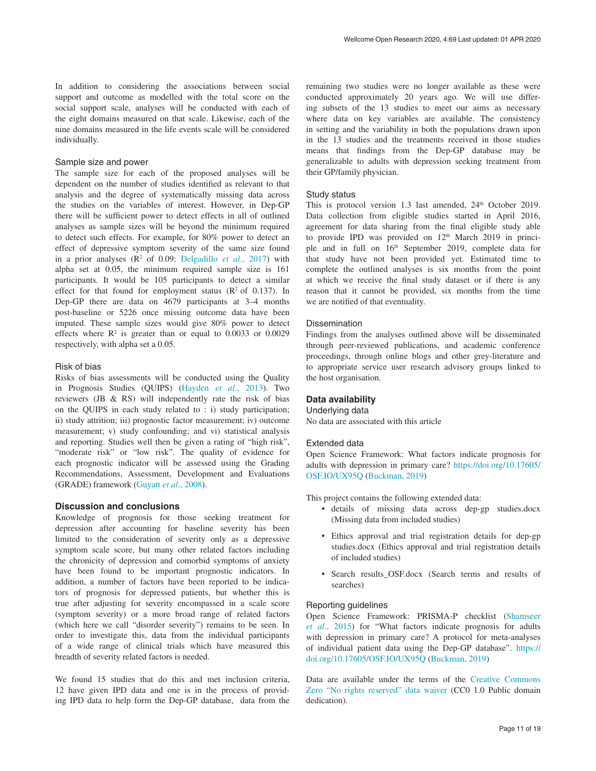In addition to considering the associations between social support and outcome as modelled with the total score on the social support scale, analyses will be conducted with each of the eight domains measured on that scale. Likewise, each of the nine domains measured in the life events scale will be considered individually.

### Sample size and power

The sample size for each of the proposed analyses will be dependent on the number of studies identified as relevant to that analysis and the degree of systematically missing data across the studies on the variables of interest. However, in Dep-GP there will be sufficient power to detect effects in all of outlined analyses as sample sizes will be beyond the minimum required to detect such effects. For example, for 80% power to detect an effect of depressive symptom severity of the same size found in a prior analyses ($R^2$ of 0.09: Delgadillo *et al.*, 2017) with alpha set at 0.05, the minimum required sample size is 161 participants. It would be 105 participants to detect a similar effect for that found for employment status ($R^2$ of 0.137). In Dep-GP there are data on 4679 participants at 3–4 months post-baseline or 5226 once missing outcome data have been imputed. These sample sizes would give 80% power to detect effects where $R^2$ is greater than or equal to 0.0033 or 0.0029 respectively, with alpha set a 0.05.

### Risk of bias

Risks of bias assessments will be conducted using the Quality in Prognosis Studies (QUIPS) (Hayden *et al.*, 2013). Two reviewers (JB & RS) will independently rate the risk of bias on the QUIPS in each study related to : i) study participation; ii) study attrition; iii) prognostic factor measurement; iv) outcome measurement; v) study confounding; and vi) statistical analysis and reporting. Studies well then be given a rating of "high risk", "moderate risk" or "low risk". The quality of evidence for each prognostic indicator will be assessed using the Grading Recommendations, Assessment, Development and Evaluations (GRADE) framework (Guyatt *et al.*, 2008).

## Discussion and conclusions

Knowledge of prognosis for those seeking treatment for depression after accounting for baseline severity has been limited to the consideration of severity only as a depressive symptom scale score, but many other related factors including the chronicity of depression and comorbid symptoms of anxiety have been found to be important prognostic indicators. In addition, a number of factors have been reported to be indicators of prognosis for depressed patients, but whether this is true after adjusting for severity encompassed in a scale score (symptom severity) or a more broad range of related factors (which here we call "disorder severity") remains to be seen. In order to investigate this, data from the individual participants of a wide range of clinical trials which have measured this breadth of severity related factors is needed.

We found 15 studies that do this and met inclusion criteria, 12 have given IPD data and one is in the process of providing IPD data to help form the Dep-GP database, data from the remaining two studies were no longer available as these were conducted approximately 20 years ago. We will use differing subsets of the 13 studies to meet our aims as necessary where data on key variables are available. The consistency in setting and the variability in both the populations drawn upon in the 13 studies and the treatments received in those studies means that findings from the Dep-GP database may be generalizable to adults with depression seeking treatment from their GP/family physician.

### Study status

This is protocol version 1.3 last amended, 24th October 2019. Data collection from eligible studies started in April 2016, agreement for data sharing from the final eligible study able to provide IPD was provided on 12th March 2019 in principle and in full on 16th September 2019, complete data for that study have not been provided yet. Estimated time to complete the outlined analyses is six months from the point at which we receive the final study dataset or if there is any reason that it cannot be provided, six months from the time we are notified of that eventuality.

### Dissemination

Findings from the analyses outlined above will be disseminated through peer-reviewed publications, and academic conference proceedings, through online blogs and other grey-literature and to appropriate service user research advisory groups linked to the host organisation.

## Data availability

### Underlying data

No data are associated with this article

### Extended data

Open Science Framework: What factors indicate prognosis for adults with depression in primary care? https://doi.org/10.17605/OSF.IO/UX95Q (Buckman, 2019)

This project contains the following extended data:

- details of missing data across dep-gp studies.docx (Missing data from included studies)
- Ethics approval and trial registration details for dep-gp studies.docx (Ethics approval and trial registration details of included studies)
- Search results_OSF.docx (Search terms and results of searches)

### Reporting guidelines

Open Science Framework: PRISMA-P checklist (Shamseer *et al.*, 2015) for "What factors indicate prognosis for adults with depression in primary care? A protocol for meta-analyses of individual patient data using the Dep-GP database". https://doi.org/10.17605/OSF.IO/UX95Q (Buckman, 2019)

Data are available under the terms of the Creative Commons Zero "No rights reserved" data waiver (CC0 1.0 Public domain dedication).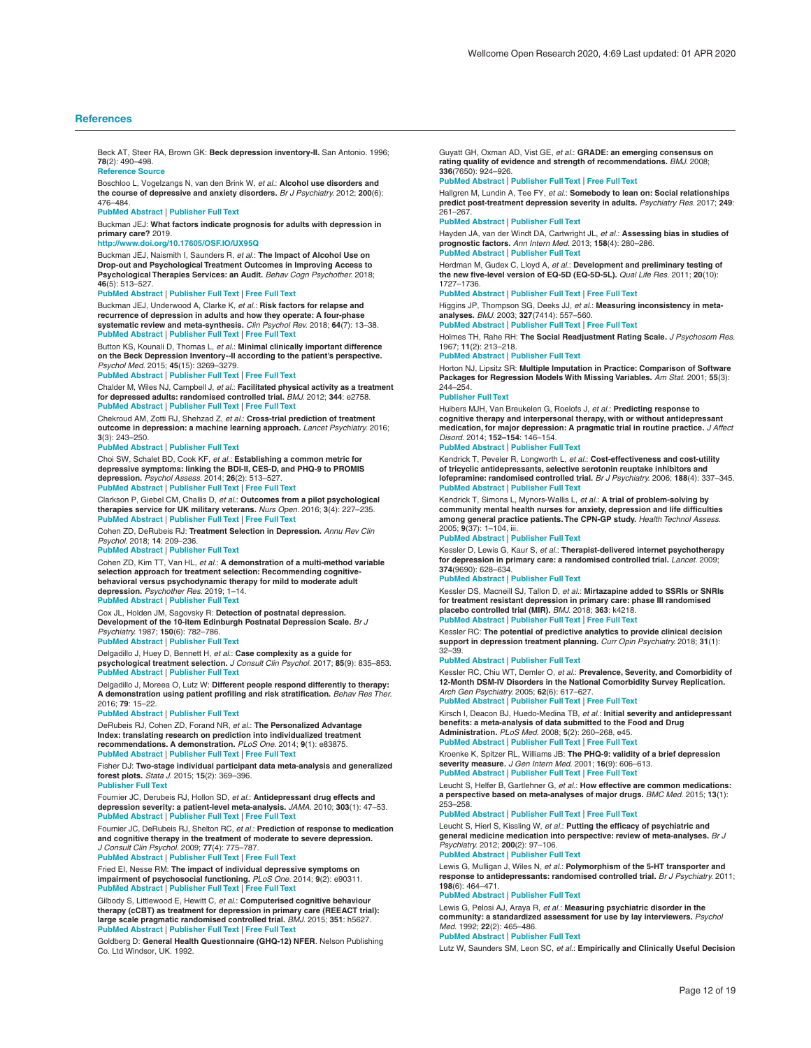## References

Beck AT, Steer RA, Brown GK: **Beck depression inventory-II.** San Antonio. 1996; **78**(2): 490–498.
Reference Source

Boschloo L, Vogelzangs N, van den Brink W, *et al.*: **Alcohol use disorders and the course of depressive and anxiety disorders.** *Br J Psychiatry.* 2012; **200**(6): 476–484.
PubMed Abstract | Publisher Full Text

Buckman JEJ: **What factors indicate prognosis for adults with depression in primary care?** 2019.
http://www.doi.org/10.17605/OSF.IO/UX95Q

Buckman JEJ, Naismith I, Saunders R, *et al.*: **The Impact of Alcohol Use on Drop-out and Psychological Treatment Outcomes in Improving Access to Psychological Therapies Services: an Audit.** *Behav Cogn Psychother.* 2018; **46**(5): 513–527.
PubMed Abstract | Publisher Full Text | Free Full Text

Buckman JEJ, Underwood A, Clarke K, *et al.*: **Risk factors for relapse and recurrence of depression in adults and how they operate: A four-phase systematic review and meta-synthesis.** *Clin Psychol Rev.* 2018; **64**(7): 13–38.
PubMed Abstract | Publisher Full Text

Button KS, Kounali D, Thomas L, *et al.*: **Minimal clinically important difference on the Beck Depression Inventory--II according to the patient's perspective.** *Psychol Med.* 2015; **45**(15): 3269–3279.
PubMed Abstract | Publisher Full Text | Free Full Text

Chalder M, Wiles NJ, Campbell J, *et al.*: **Facilitated physical activity as a treatment for depressed adults: randomised controlled trial.** *BMJ.* 2012; **344**: e2758.
PubMed Abstract | Publisher Full Text | Free Full Text

Chekroud AM, Zotti RJ, Shehzad Z, *et al.*: **Cross-trial prediction of treatment outcome in depression: a machine learning approach.** *Lancet Psychiatry.* 2016; **3**(3): 243–250.
PubMed Abstract | Publisher Full Text

Choi SW, Schalet BD, Cook KF, *et al.*: **Establishing a common metric for depressive symptoms: linking the BDI-II, CES-D, and PHQ-9 to PROMIS depression.** *Psychol Assess.* 2014; **26**(2): 513–527.
PubMed Abstract | Publisher Full Text | Free Full Text

Clarkson P, Giebel CM, Challis D, *et al.*: **Outcomes from a pilot psychological therapies service for UK military veterans.** *Nurs Open.* 2016; **3**(4): 227–235.
PubMed Abstract | Publisher Full Text | Free Full Text

Cohen ZD, DeRubeis RJ: **Treatment Selection in Depression.** *Annu Rev Clin Psychol.* 2018; **14**: 209–236.
PubMed Abstract | Publisher Full Text

Cohen ZD, Kim TT, Van HL, *et al.*: **A demonstration of a multi-method variable selection approach for treatment selection: Recommending cognitive-behavioral versus psychodynamic therapy for mild to moderate adult depression.** *Psychother Res.* 2019; 1–14.
PubMed Abstract | Publisher Full Text

Cox JL, Holden JM, Sagovsky R: **Detection of postnatal depression. Development of the 10-item Edinburgh Postnatal Depression Scale.** *Br J Psychiatry.* 1987; **150**(6): 782–786.
PubMed Abstract | Publisher Full Text

Delgadillo J, Huey D, Bennett H, *et al.*: **Case complexity as a guide for psychological treatment selection.** *J Consult Clin Psychol.* 2017; **85**(9): 835–853.
PubMed Abstract | Publisher Full Text

Delgadillo J, Moreea O, Lutz W: **Different people respond differently to therapy: A demonstration using patient profiling and risk stratification.** *Behav Res Ther.* 2016; **79**: 15–22.
PubMed Abstract | Publisher Full Text

DeRubeis RJ, Cohen ZD, Forand NR, *et al.*: **The Personalized Advantage Index: translating research on prediction into individualized treatment recommendations. A demonstration.** *PLoS One.* 2014; **9**(1): e83875.
PubMed Abstract | Publisher Full Text | Free Full Text

Fisher DJ: **Two-stage individual participant data meta-analysis and generalized forest plots.** *Stata J.* 2015; **15**(2): 369–396.
Publisher Full Text

Fournier JC, Derubeis RJ, Hollon SD, *et al.*: **Antidepressant drug effects and depression severity: a patient-level meta-analysis.** *JAMA.* 2010; **303**(1): 47–53.
PubMed Abstract | Publisher Full Text | Free Full Text

Fournier JC, DeRubeis RJ, Shelton RC, *et al.*: **Prediction of response to medication and cognitive therapy in the treatment of moderate to severe depression.** *J Consult Clin Psychol.* 2009; **77**(4): 775–787.
PubMed Abstract | Publisher Full Text | Free Full Text

Fried EI, Nesse RM: **The impact of individual depressive symptoms on impairment of psychosocial functioning.** *PLoS One.* 2014; **9**(2): e90311.
PubMed Abstract | Publisher Full Text | Free Full Text

Gilbody S, Littlewood E, Hewitt C, *et al.*: **Computerised cognitive behaviour therapy (cCBT) as treatment for depression in primary care (REEACT trial): large scale pragmatic randomised controlled trial.** *BMJ.* 2015; **351**: h5627.
PubMed Abstract | Publisher Full Text | Free Full Text

Goldberg D: **General Health Questionnaire (GHQ-12) NFER**. Nelson Publishing Co. Ltd Windsor, UK. 1992.

Guyatt GH, Oxman AD, Vist GE, *et al.*: **GRADE: an emerging consensus on rating quality of evidence and strength of recommendations.** *BMJ.* 2008; **336**(7650): 924–926.
PubMed Abstract | Publisher Full Text | Free Full Text

Hallgren M, Lundin A, Tee FY, *et al.*: **Somebody to lean on: Social relationships predict post-treatment depression severity in adults.** *Psychiatry Res.* 2017; **249**: 261–267.
PubMed Abstract | Publisher Full Text

Hayden JA, van der Windt DA, Cartwright JL, *et al.*: **Assessing bias in studies of prognostic factors.** *Ann Intern Med.* 2013; **158**(4): 280–286.
PubMed Abstract | Publisher Full Text

Herdman M, Gudex C, Lloyd A, *et al.*: **Development and preliminary testing of the new five-level version of EQ-5D (EQ-5D-5L).** *Qual Life Res.* 2011; **20**(10): 1727–1736.
PubMed Abstract | Publisher Full Text | Free Full Text

Higgins JP, Thompson SG, Deeks JJ, *et al.*: **Measuring inconsistency in meta-analyses.** *BMJ.* 2003; **327**(7414): 557–560.
PubMed Abstract | Publisher Full Text | Free Full Text

Holmes TH, Rahe RH: **The Social Readjustment Rating Scale.** *J Psychosom Res.* 1967; **11**(2): 213–218.
PubMed Abstract | Publisher Full Text

Horton NJ, Lipsitz SR: **Multiple Imputation in Practice: Comparison of Software Packages for Regression Models With Missing Variables.** *Am Stat.* 2001; **55**(3): 244–254.
Publisher Full Text

Huibers MJH, Van Breukelen G, Roelofs J, *et al.*: **Predicting response to cognitive therapy and interpersonal therapy, with or without antidepressant medication, for major depression: A pragmatic trial in routine practice.** *J Affect Disord.* 2014; **152–154**: 146–154.
PubMed Abstract | Publisher Full Text

Kendrick T, Peveler R, Longworth L, *et al.*: **Cost-effectiveness and cost-utility of tricyclic antidepressants, selective serotonin reuptake inhibitors and lofepramine: randomised controlled trial.** *Br J Psychiatry.* 2006; **188**(4): 337–345.
PubMed Abstract | Publisher Full Text

Kendrick T, Simons L, Mynors-Wallis L, *et al.*: **A trial of problem-solving by community mental health nurses for anxiety, depression and life difficulties among general practice patients. The CPN-GP study.** *Health Technol Assess.* 2005; **9**(37): 1–104, iii.
PubMed Abstract | Publisher Full Text

Kessler D, Lewis G, Kaur S, *et al.*: **Therapist-delivered internet psychotherapy for depression in primary care: a randomised controlled trial.** *Lancet.* 2009; **374**(9690): 628–634.
PubMed Abstract | Publisher Full Text

Kessler DS, Macneill SJ, Tallon D, *et al.*: **Mirtazapine added to SSRIs or SNRIs for treatment resistant depression in primary care: phase III randomised placebo controlled trial (MIR).** *BMJ.* 2018; **363**: k4218.
PubMed Abstract | Publisher Full Text | Free Full Text

Kessler RC: **The potential of predictive analytics to provide clinical decision support in depression treatment planning.** *Curr Opin Psychiatry.* 2018; **31**(1): 32–39.
PubMed Abstract | Publisher Full Text

Kessler RC, Chiu WT, Demler O, *et al.*: **Prevalence, Severity, and Comorbidity of 12-Month DSM-IV Disorders in the National Comorbidity Survey Replication.** *Arch Gen Psychiatry.* 2005; **62**(6): 617–627.
PubMed Abstract | Publisher Full Text | Free Full Text

Kirsch I, Deacon BJ, Huedo-Medina TB, *et al.*: **Initial severity and antidepressant benefits: a meta-analysis of data submitted to the Food and Drug Administration.** *PLoS Med.* 2008; **5**(2): 260–268, e45.
PubMed Abstract | Publisher Full Text | Free Full Text

Kroenke K, Spitzer RL, Williams JB: **The PHQ-9: validity of a brief depression severity measure.** *J Gen Intern Med.* 2001; **16**(9): 606–613.
PubMed Abstract | Publisher Full Text | Free Full Text

Leucht S, Helfer B, Gartlehner G, *et al.*: **How effective are common medications: a perspective based on meta-analyses of major drugs.** *BMC Med.* 2015; **13**(1): 253–258.
PubMed Abstract | Publisher Full Text | Free Full Text

Leucht S, Hierl S, Kissling W, *et al.*: **Putting the efficacy of psychiatric and general medicine medication into perspective: review of meta-analyses.** *Br J Psychiatry.* 2012; **200**(2): 97–106.
PubMed Abstract | Publisher Full Text

Lewis G, Mulligan J, Wiles N, *et al.*: **Polymorphism of the 5-HT transporter and response to antidepressants: randomised controlled trial.** *Br J Psychiatry.* 2011; **198**(6): 464–471.
PubMed Abstract | Publisher Full Text

Lewis G, Pelosi AJ, Araya R, *et al.*: **Measuring psychiatric disorder in the community: a standardized assessment for use by lay interviewers.** *Psychol Med.* 1992; **22**(2): 465–486.
PubMed Abstract | Publisher Full Text

Lutz W, Saunders SM, Leon SC, *et al.*: **Empirically and Clinically Useful Decision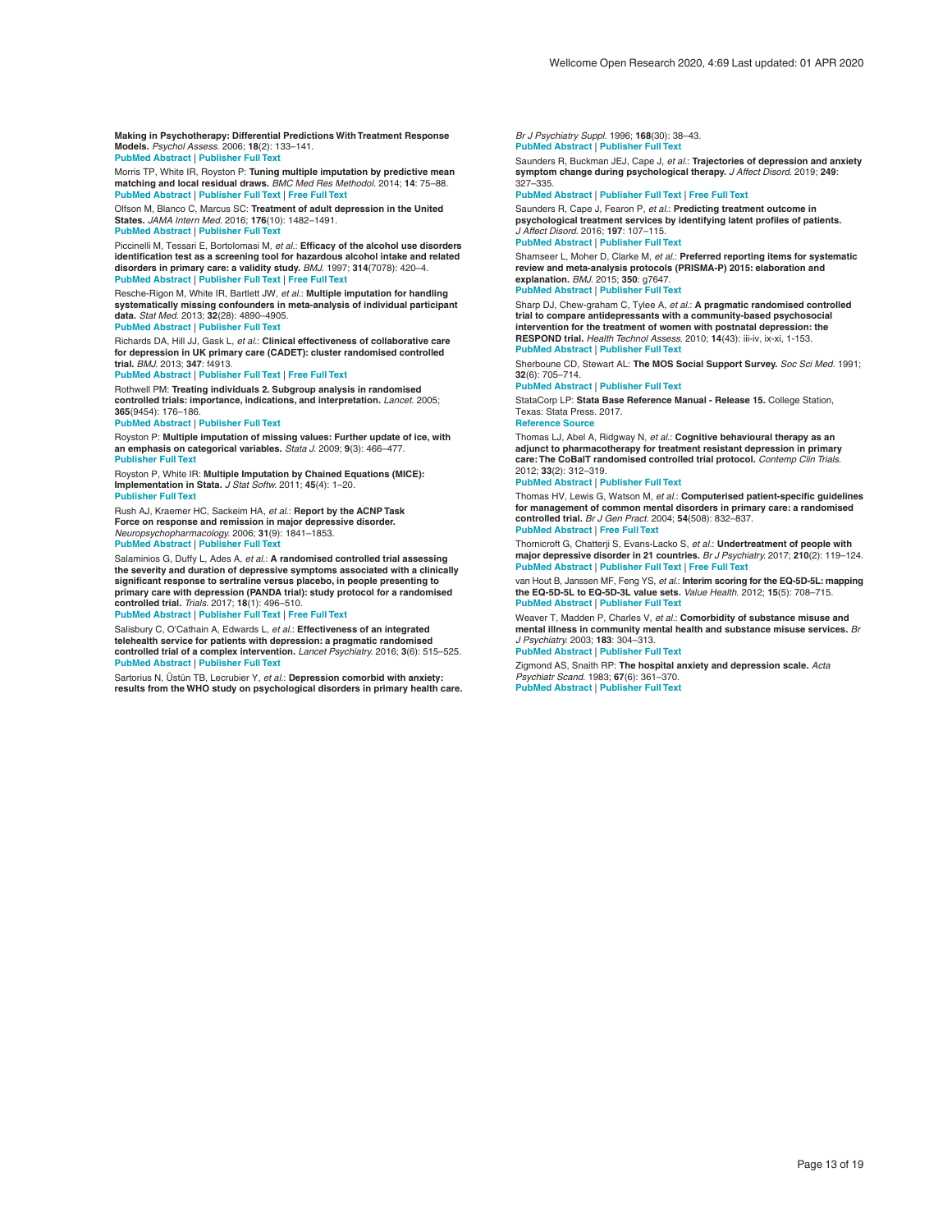Making in Psychotherapy: Differential Predictions With Treatment Response Models. *Psychol Assess.* 2006; **18**(2): 133–141.
PubMed Abstract | Publisher Full Text

Morris TP, White IR, Royston P: **Tuning multiple imputation by predictive mean matching and local residual draws.** *BMC Med Res Methodol.* 2014; **14**: 75–88.
PubMed Abstract | Publisher Full Text | Free Full Text

Olfson M, Blanco C, Marcus SC: **Treatment of adult depression in the United States.** *JAMA Intern Med.* 2016; **176**(10): 1482–1491.
PubMed Abstract | Publisher Full Text

Piccinelli M, Tessari E, Bortolomasi M, *et al.*: **Efficacy of the alcohol use disorders identification test as a screening tool for hazardous alcohol intake and related disorders in primary care: a validity study.** *BMJ.* 1997; **314**(7078): 420–4.
PubMed Abstract | Publisher Full Text | Free Full Text

Resche-Rigon M, White IR, Bartlett JW, *et al.*: **Multiple imputation for handling systematically missing confounders in meta-analysis of individual participant data.** *Stat Med.* 2013; **32**(28): 4890–4905.
PubMed Abstract | Publisher Full Text

Richards DA, Hill JJ, Gask L, *et al.*: **Clinical effectiveness of collaborative care for depression in UK primary care (CADET): cluster randomised controlled trial.** *BMJ.* 2013; **347**: f4913.
PubMed Abstract | Publisher Full Text | Free Full Text

Rothwell PM: **Treating individuals 2. Subgroup analysis in randomised controlled trials: importance, indications, and interpretation.** *Lancet.* 2005; **365**(9454): 176–186.
PubMed Abstract | Publisher Full Text

Royston P: **Multiple imputation of missing values: Further update of ice, with an emphasis on categorical variables.** *Stata J.* 2009; **9**(3): 466–477.
Publisher Full Text

Royston P, White IR: **Multiple Imputation by Chained Equations (MICE): Implementation in Stata.** *J Stat Softw.* 2011; **45**(4): 1–20.
Publisher Full Text

Rush AJ, Kraemer HC, Sackeim HA, *et al.*: **Report by the ACNP Task Force on response and remission in major depressive disorder.** *Neuropsychopharmacology.* 2006; **31**(9): 1841–1853.
PubMed Abstract | Publisher Full Text

Salaminios G, Duffy L, Ades A, *et al.*: **A randomised controlled trial assessing the severity and duration of depressive symptoms associated with a clinically significant response to sertraline versus placebo, in people presenting to primary care with depression (PANDA trial): study protocol for a randomised controlled trial.** *Trials.* 2017; **18**(1): 496–510.
PubMed Abstract | Publisher Full Text | Free Full Text

Salisbury C, O'Cathain A, Edwards L, *et al.*: **Effectiveness of an integrated telehealth service for patients with depression: a pragmatic randomised controlled trial of a complex intervention.** *Lancet Psychiatry.* 2016; **3**(6): 515–525.
PubMed Abstract | Publisher Full Text

Sartorius N, Üstün TB, Lecrubier Y, *et al.*: **Depression comorbid with anxiety: results from the WHO study on psychological disorders in primary health care.** *Br J Psychiatry Suppl.* 1996; **168**(30): 38–43.
PubMed Abstract | Publisher Full Text

Saunders R, Buckman JEJ, Cape J, *et al.*: **Trajectories of depression and anxiety symptom change during psychological therapy.** *J Affect Disord.* 2019; **249**: 327–335.
PubMed Abstract | Publisher Full Text | Free Full Text

Saunders R, Cape J, Fearon P, *et al.*: **Predicting treatment outcome in psychological treatment services by identifying latent profiles of patients.** *J Affect Disord.* 2016; **197**: 107–115.
PubMed Abstract | Publisher Full Text

Shamseer L, Moher D, Clarke M, *et al.*: **Preferred reporting items for systematic review and meta-analysis protocols (PRISMA-P) 2015: elaboration and explanation.** *BMJ.* 2015; **350**: g7647.
PubMed Abstract | Publisher Full Text

Sharp DJ, Chew-graham C, Tylee A, *et al.*: **A pragmatic randomised controlled trial to compare antidepressants with a community-based psychosocial intervention for the treatment of women with postnatal depression: the RESPOND trial.** *Health Technol Assess.* 2010; **14**(43): iii-iv, ix-xi, 1-153.
PubMed Abstract | Publisher Full Text

Sherboune CD, Stewart AL: **The MOS Social Support Survey.** *Soc Sci Med.* 1991; **32**(6): 705–714.
PubMed Abstract | Publisher Full Text

StataCorp LP: **Stata Base Reference Manual - Release 15.** College Station, Texas: Stata Press. 2017.
Reference Source

Thomas LJ, Abel A, Ridgway N, *et al.*: **Cognitive behavioural therapy as an adjunct to pharmacotherapy for treatment resistant depression in primary care: The CoBalT randomised controlled trial protocol.** *Contemp Clin Trials.* 2012; **33**(2): 312–319.
PubMed Abstract | Publisher Full Text

Thomas HV, Lewis G, Watson M, *et al.*: **Computerised patient-specific guidelines for management of common mental disorders in primary care: a randomised controlled trial.** *Br J Gen Pract.* 2004; **54**(508): 832–837.
PubMed Abstract | Free Full Text

Thornicroft G, Chatterji S, Evans-Lacko S, *et al.*: **Undertreatment of people with major depressive disorder in 21 countries.** *Br J Psychiatry.* 2017; **210**(2): 119–124.
PubMed Abstract | Publisher Full Text | Free Full Text

van Hout B, Janssen MF, Feng YS, *et al.*: **Interim scoring for the EQ-5D-5L: mapping the EQ-5D-5L to EQ-5D-3L value sets.** *Value Health.* 2012; **15**(5): 708–715.
PubMed Abstract | Publisher Full Text

Weaver T, Madden P, Charles V, *et al.*: **Comorbidity of substance misuse and mental illness in community mental health and substance misuse services.** *Br J Psychiatry.* 2003; **183**: 304–313.
PubMed Abstract | Publisher Full Text

Zigmond AS, Snaith RP: **The hospital anxiety and depression scale.** *Acta Psychiatr Scand.* 1983; **67**(6): 361–370.
PubMed Abstract | Publisher Full Text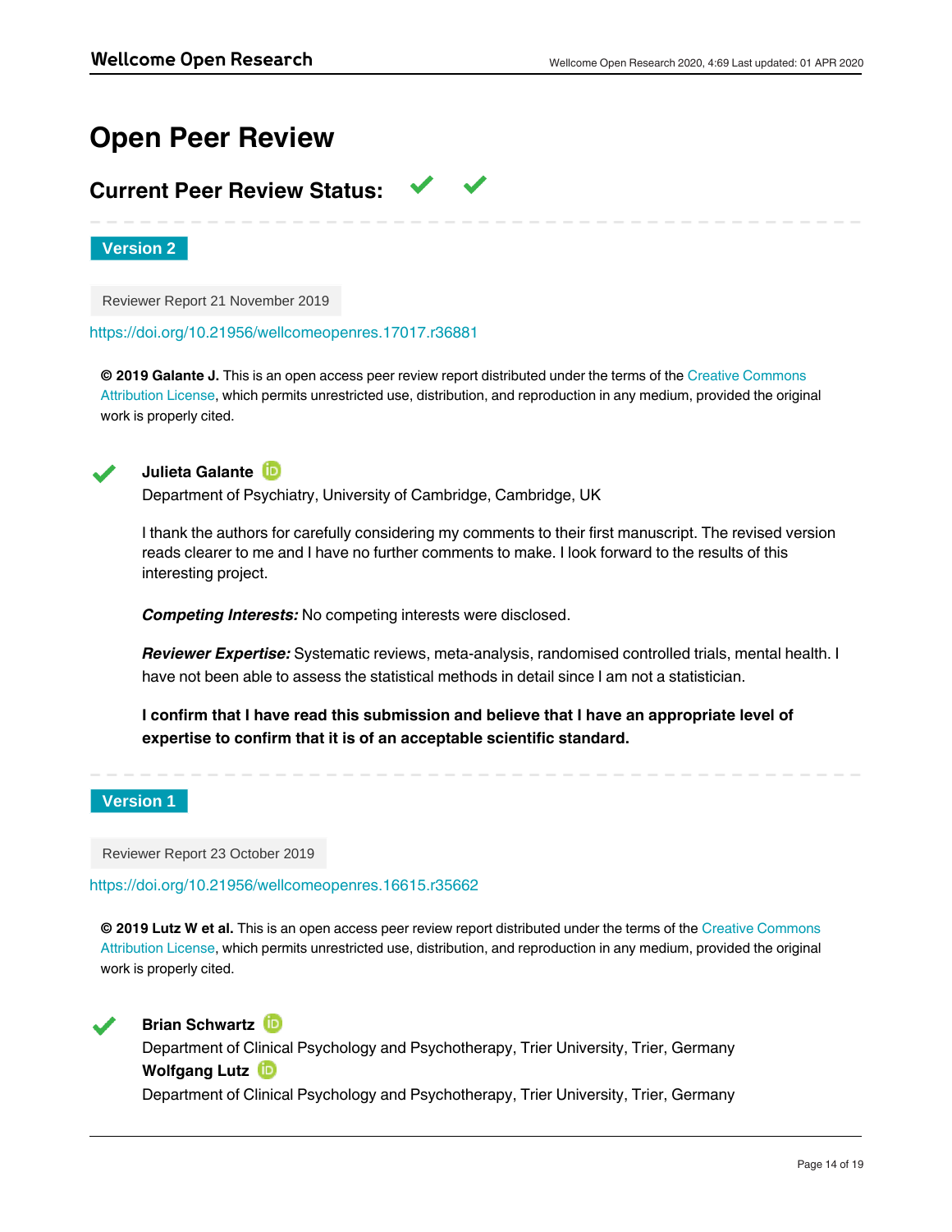# Open Peer Review

## Current Peer Review Status: ✔ ✔

**Version 2**

Reviewer Report 21 November 2019

https://doi.org/10.21956/wellcomeopenres.17017.r36881

**© 2019 Galante J.** This is an open access peer review report distributed under the terms of the Creative Commons Attribution License, which permits unrestricted use, distribution, and reproduction in any medium, provided the original work is properly cited.

✔ **Julieta Galante**
Department of Psychiatry, University of Cambridge, Cambridge, UK

I thank the authors for carefully considering my comments to their first manuscript. The revised version reads clearer to me and I have no further comments to make. I look forward to the results of this interesting project.

***Competing Interests:*** No competing interests were disclosed.

***Reviewer Expertise:*** Systematic reviews, meta-analysis, randomised controlled trials, mental health. I have not been able to assess the statistical methods in detail since I am not a statistician.

**I confirm that I have read this submission and believe that I have an appropriate level of expertise to confirm that it is of an acceptable scientific standard.**

**Version 1**

Reviewer Report 23 October 2019

https://doi.org/10.21956/wellcomeopenres.16615.r35662

**© 2019 Lutz W et al.** This is an open access peer review report distributed under the terms of the Creative Commons Attribution License, which permits unrestricted use, distribution, and reproduction in any medium, provided the original work is properly cited.

✔ **Brian Schwartz**
Department of Clinical Psychology and Psychotherapy, Trier University, Trier, Germany
**Wolfgang Lutz**
Department of Clinical Psychology and Psychotherapy, Trier University, Trier, Germany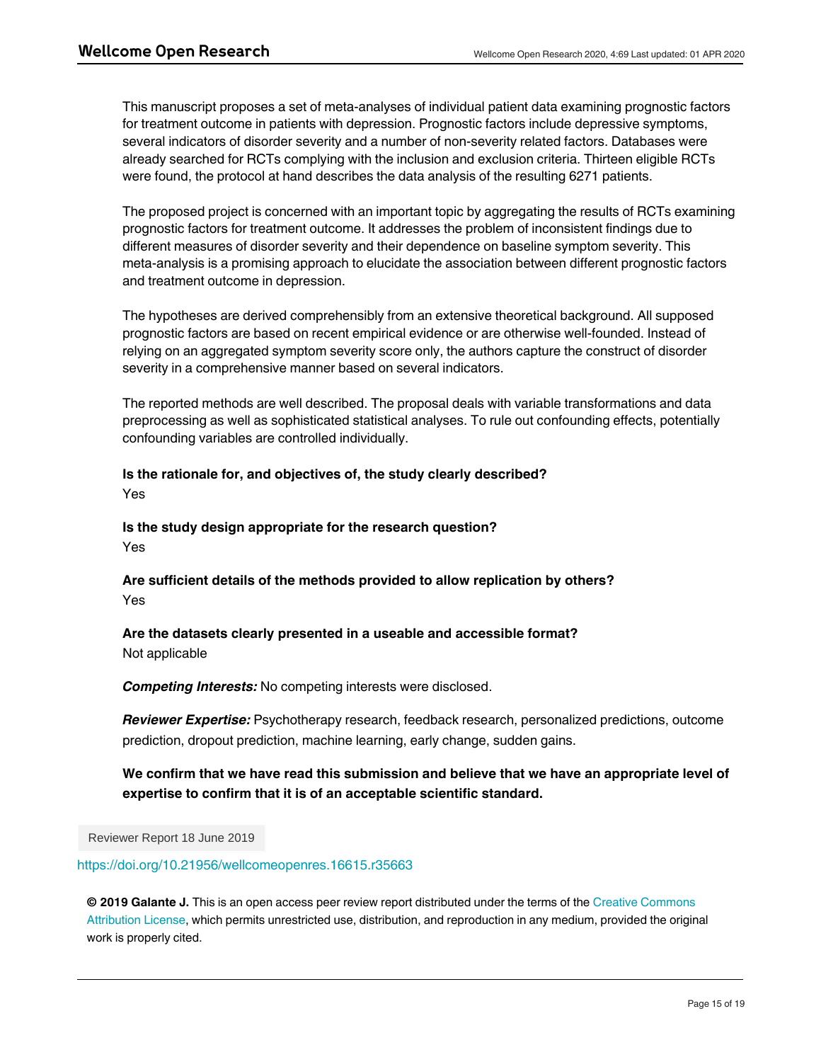This manuscript proposes a set of meta-analyses of individual patient data examining prognostic factors for treatment outcome in patients with depression. Prognostic factors include depressive symptoms, several indicators of disorder severity and a number of non-severity related factors. Databases were already searched for RCTs complying with the inclusion and exclusion criteria. Thirteen eligible RCTs were found, the protocol at hand describes the data analysis of the resulting 6271 patients.

The proposed project is concerned with an important topic by aggregating the results of RCTs examining prognostic factors for treatment outcome. It addresses the problem of inconsistent findings due to different measures of disorder severity and their dependence on baseline symptom severity. This meta-analysis is a promising approach to elucidate the association between different prognostic factors and treatment outcome in depression.

The hypotheses are derived comprehensibly from an extensive theoretical background. All supposed prognostic factors are based on recent empirical evidence or are otherwise well-founded. Instead of relying on an aggregated symptom severity score only, the authors capture the construct of disorder severity in a comprehensive manner based on several indicators.

The reported methods are well described. The proposal deals with variable transformations and data preprocessing as well as sophisticated statistical analyses. To rule out confounding effects, potentially confounding variables are controlled individually.

**Is the rationale for, and objectives of, the study clearly described?**
Yes

**Is the study design appropriate for the research question?**
Yes

**Are sufficient details of the methods provided to allow replication by others?**
Yes

**Are the datasets clearly presented in a useable and accessible format?**
Not applicable

***Competing Interests:*** No competing interests were disclosed.

***Reviewer Expertise:*** Psychotherapy research, feedback research, personalized predictions, outcome prediction, dropout prediction, machine learning, early change, sudden gains.

**We confirm that we have read this submission and believe that we have an appropriate level of expertise to confirm that it is of an acceptable scientific standard.**

Reviewer Report 18 June 2019

https://doi.org/10.21956/wellcomeopenres.16615.r35663

**© 2019 Galante J.** This is an open access peer review report distributed under the terms of the Creative Commons Attribution License, which permits unrestricted use, distribution, and reproduction in any medium, provided the original work is properly cited.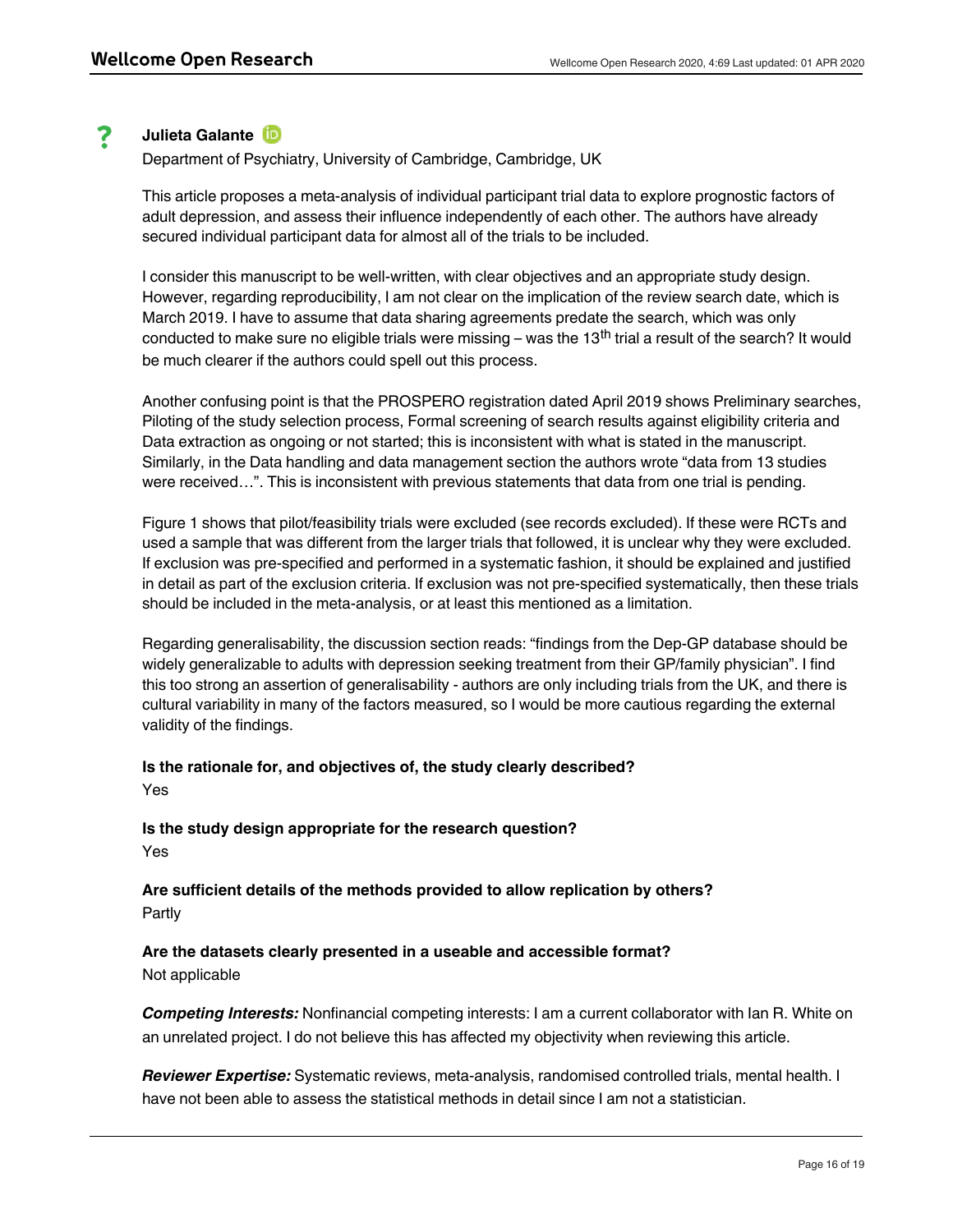**Julieta Galante**

Department of Psychiatry, University of Cambridge, Cambridge, UK

This article proposes a meta-analysis of individual participant trial data to explore prognostic factors of adult depression, and assess their influence independently of each other. The authors have already secured individual participant data for almost all of the trials to be included.

I consider this manuscript to be well-written, with clear objectives and an appropriate study design. However, regarding reproducibility, I am not clear on the implication of the review search date, which is March 2019. I have to assume that data sharing agreements predate the search, which was only conducted to make sure no eligible trials were missing – was the 13th trial a result of the search? It would be much clearer if the authors could spell out this process.

Another confusing point is that the PROSPERO registration dated April 2019 shows Preliminary searches, Piloting of the study selection process, Formal screening of search results against eligibility criteria and Data extraction as ongoing or not started; this is inconsistent with what is stated in the manuscript. Similarly, in the Data handling and data management section the authors wrote "data from 13 studies were received…". This is inconsistent with previous statements that data from one trial is pending.

Figure 1 shows that pilot/feasibility trials were excluded (see records excluded). If these were RCTs and used a sample that was different from the larger trials that followed, it is unclear why they were excluded. If exclusion was pre-specified and performed in a systematic fashion, it should be explained and justified in detail as part of the exclusion criteria. If exclusion was not pre-specified systematically, then these trials should be included in the meta-analysis, or at least this mentioned as a limitation.

Regarding generalisability, the discussion section reads: "findings from the Dep-GP database should be widely generalizable to adults with depression seeking treatment from their GP/family physician". I find this too strong an assertion of generalisability - authors are only including trials from the UK, and there is cultural variability in many of the factors measured, so I would be more cautious regarding the external validity of the findings.

**Is the rationale for, and objectives of, the study clearly described?**

Yes

**Is the study design appropriate for the research question?**

Yes

**Are sufficient details of the methods provided to allow replication by others?**

Partly

**Are the datasets clearly presented in a useable and accessible format?**

Not applicable

***Competing Interests:*** Nonfinancial competing interests: I am a current collaborator with Ian R. White on an unrelated project. I do not believe this has affected my objectivity when reviewing this article.

***Reviewer Expertise:*** Systematic reviews, meta-analysis, randomised controlled trials, mental health. I have not been able to assess the statistical methods in detail since I am not a statistician.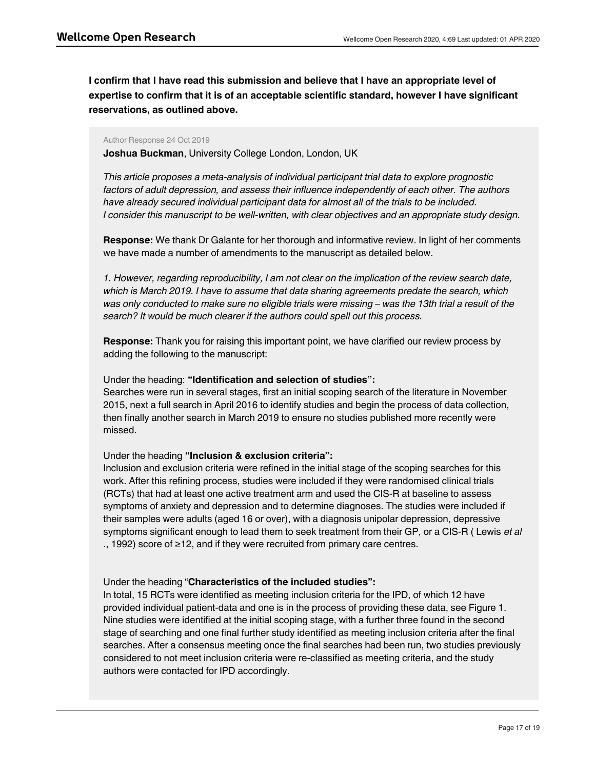**I confirm that I have read this submission and believe that I have an appropriate level of expertise to confirm that it is of an acceptable scientific standard, however I have significant reservations, as outlined above.**

Author Response 24 Oct 2019

**Joshua Buckman**, University College London, London, UK

*This article proposes a meta-analysis of individual participant trial data to explore prognostic factors of adult depression, and assess their influence independently of each other. The authors have already secured individual participant data for almost all of the trials to be included. I consider this manuscript to be well-written, with clear objectives and an appropriate study design.*

**Response:** We thank Dr Galante for her thorough and informative review. In light of her comments we have made a number of amendments to the manuscript as detailed below.

*1. However, regarding reproducibility, I am not clear on the implication of the review search date, which is March 2019. I have to assume that data sharing agreements predate the search, which was only conducted to make sure no eligible trials were missing – was the 13th trial a result of the search? It would be much clearer if the authors could spell out this process.*

**Response:** Thank you for raising this important point, we have clarified our review process by adding the following to the manuscript:

Under the heading: **"Identification and selection of studies":**
Searches were run in several stages, first an initial scoping search of the literature in November 2015, next a full search in April 2016 to identify studies and begin the process of data collection, then finally another search in March 2019 to ensure no studies published more recently were missed.

Under the heading **"Inclusion & exclusion criteria":**
Inclusion and exclusion criteria were refined in the initial stage of the scoping searches for this work. After this refining process, studies were included if they were randomised clinical trials (RCTs) that had at least one active treatment arm and used the CIS-R at baseline to assess symptoms of anxiety and depression and to determine diagnoses. The studies were included if their samples were adults (aged 16 or over), with a diagnosis unipolar depression, depressive symptoms significant enough to lead them to seek treatment from their GP, or a CIS-R ( Lewis *et al* ., 1992) score of ≥12, and if they were recruited from primary care centres.

Under the heading "**Characteristics of the included studies":**
In total, 15 RCTs were identified as meeting inclusion criteria for the IPD, of which 12 have provided individual patient-data and one is in the process of providing these data, see Figure 1. Nine studies were identified at the initial scoping stage, with a further three found in the second stage of searching and one final further study identified as meeting inclusion criteria after the final searches. After a consensus meeting once the final searches had been run, two studies previously considered to not meet inclusion criteria were re-classified as meeting criteria, and the study authors were contacted for IPD accordingly.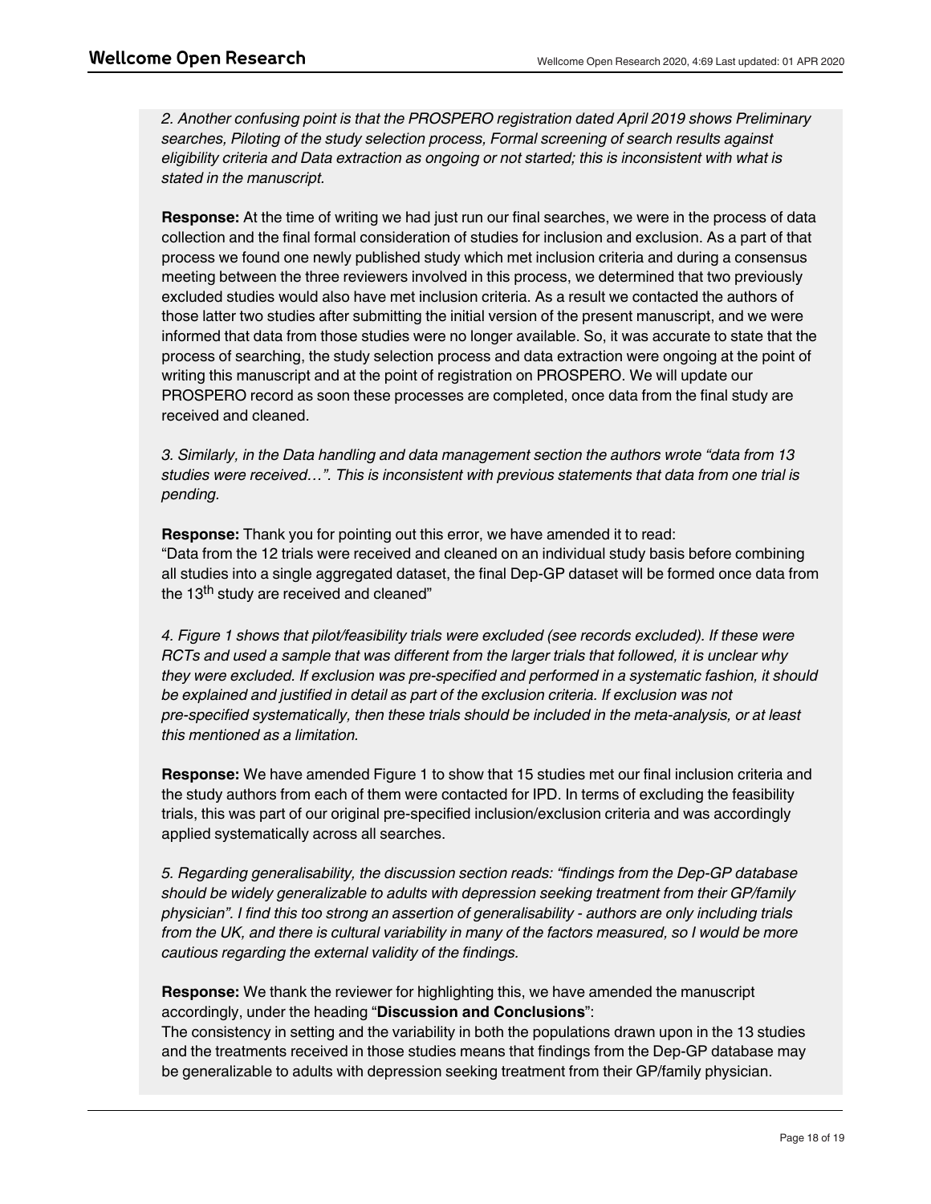*2. Another confusing point is that the PROSPERO registration dated April 2019 shows Preliminary searches, Piloting of the study selection process, Formal screening of search results against eligibility criteria and Data extraction as ongoing or not started; this is inconsistent with what is stated in the manuscript.*

**Response:** At the time of writing we had just run our final searches, we were in the process of data collection and the final formal consideration of studies for inclusion and exclusion. As a part of that process we found one newly published study which met inclusion criteria and during a consensus meeting between the three reviewers involved in this process, we determined that two previously excluded studies would also have met inclusion criteria. As a result we contacted the authors of those latter two studies after submitting the initial version of the present manuscript, and we were informed that data from those studies were no longer available. So, it was accurate to state that the process of searching, the study selection process and data extraction were ongoing at the point of writing this manuscript and at the point of registration on PROSPERO. We will update our PROSPERO record as soon these processes are completed, once data from the final study are received and cleaned.

*3. Similarly, in the Data handling and data management section the authors wrote "data from 13 studies were received…". This is inconsistent with previous statements that data from one trial is pending.*

**Response:** Thank you for pointing out this error, we have amended it to read:
"Data from the 12 trials were received and cleaned on an individual study basis before combining all studies into a single aggregated dataset, the final Dep-GP dataset will be formed once data from the 13th study are received and cleaned"

*4. Figure 1 shows that pilot/feasibility trials were excluded (see records excluded). If these were RCTs and used a sample that was different from the larger trials that followed, it is unclear why they were excluded. If exclusion was pre-specified and performed in a systematic fashion, it should be explained and justified in detail as part of the exclusion criteria. If exclusion was not pre-specified systematically, then these trials should be included in the meta-analysis, or at least this mentioned as a limitation.*

**Response:** We have amended Figure 1 to show that 15 studies met our final inclusion criteria and the study authors from each of them were contacted for IPD. In terms of excluding the feasibility trials, this was part of our original pre-specified inclusion/exclusion criteria and was accordingly applied systematically across all searches.

*5. Regarding generalisability, the discussion section reads: "findings from the Dep-GP database should be widely generalizable to adults with depression seeking treatment from their GP/family physician". I find this too strong an assertion of generalisability - authors are only including trials from the UK, and there is cultural variability in many of the factors measured, so I would be more cautious regarding the external validity of the findings.*

**Response:** We thank the reviewer for highlighting this, we have amended the manuscript accordingly, under the heading "**Discussion and Conclusions**":
The consistency in setting and the variability in both the populations drawn upon in the 13 studies and the treatments received in those studies means that findings from the Dep-GP database may be generalizable to adults with depression seeking treatment from their GP/family physician.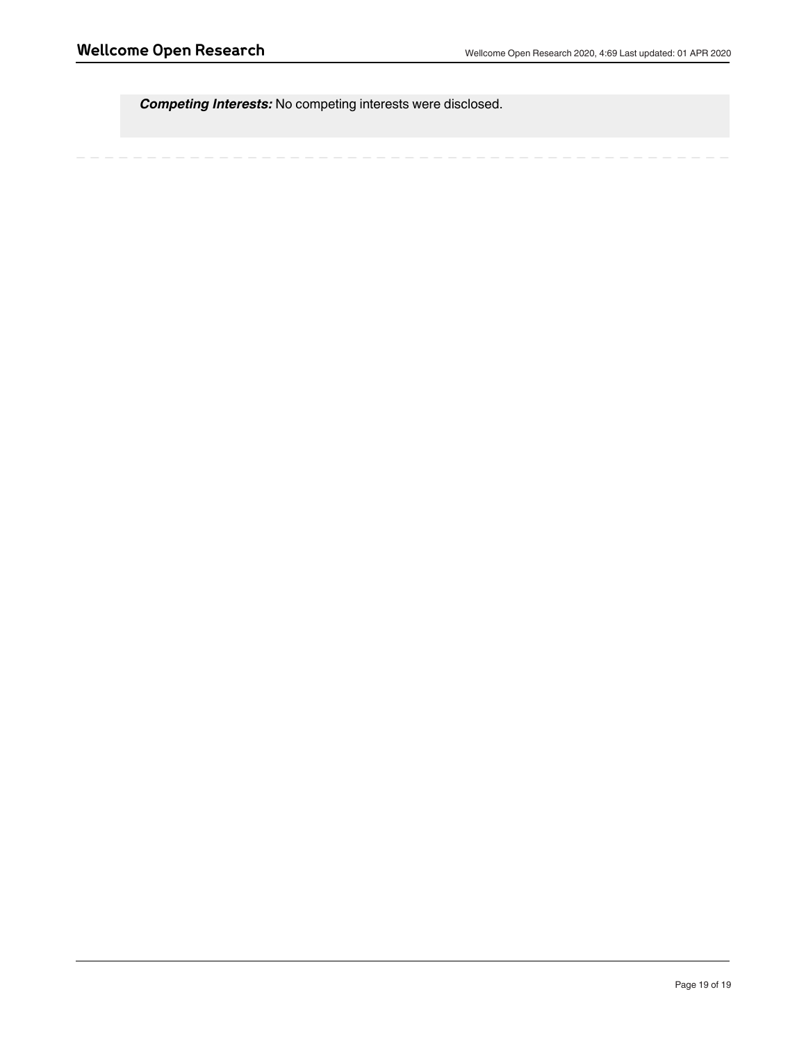***Competing Interests:*** No competing interests were disclosed.